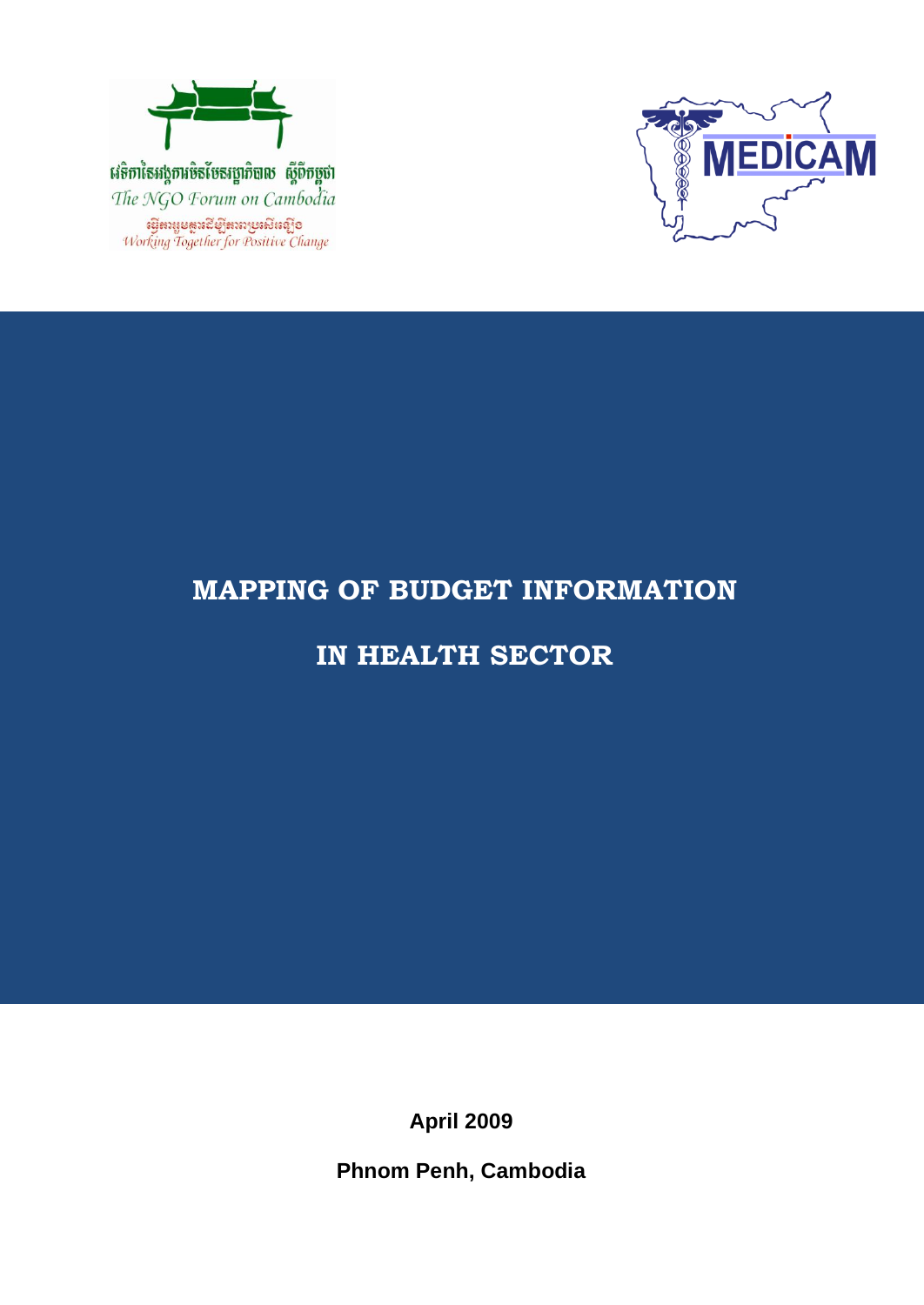# MAPPING OF BUDGET INFORMATION

# IN HEALTH SECTOR

**April 2009**

**Phnom Penh, Cambodia**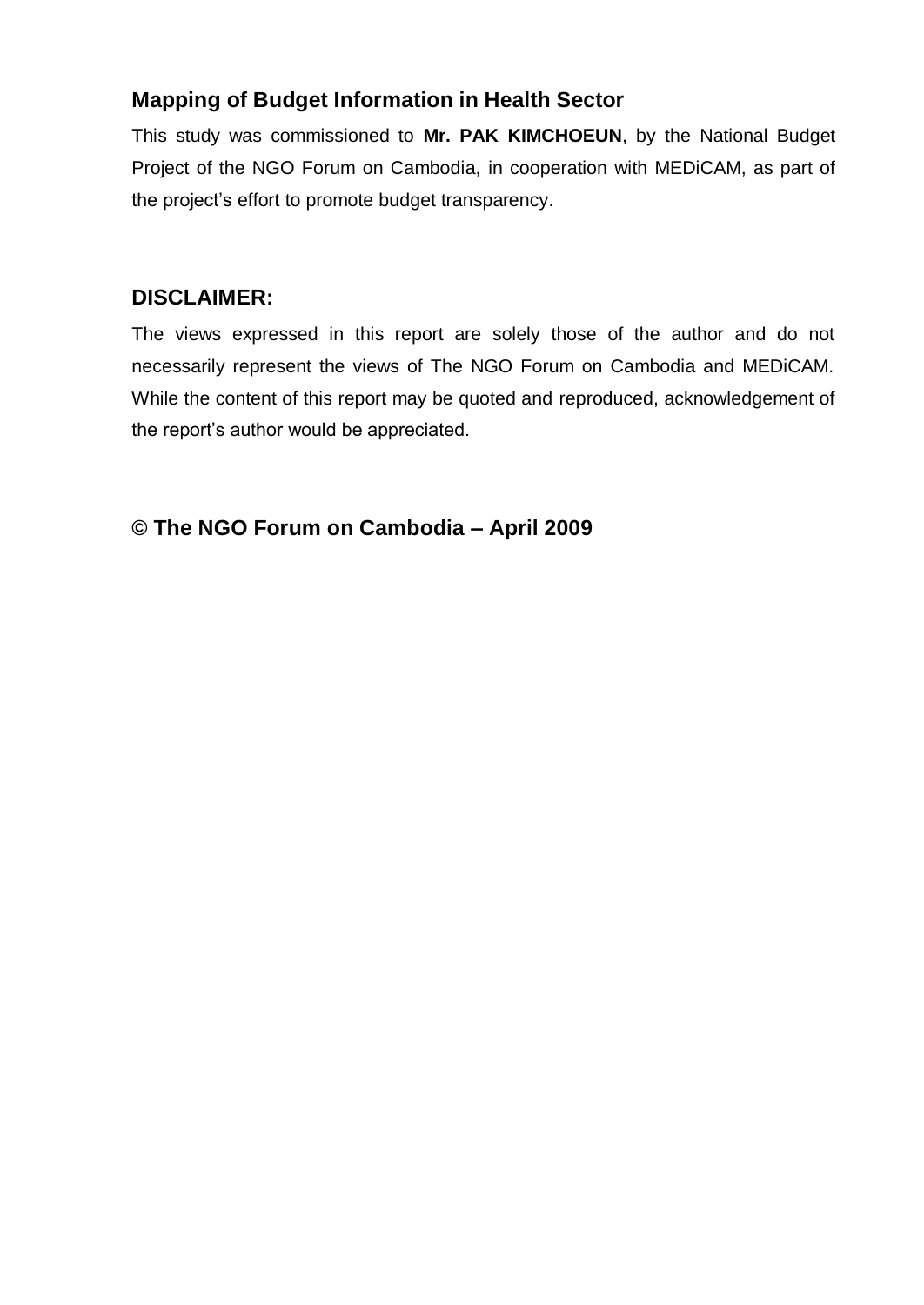## Mapping of Budget Information in Health Sector

This study was commissioned to **Mr. PAK KIMCHOEUN**, by the National Budget Project of the NGO Forum on Cambodia, in cooperation with MEDiCAM, as part of the project's effort to promote budget transparency.

## DISCLAIMER:

The views expressed in this report are solely those of the author and do not necessarily represent the views of The NGO Forum on Cambodia and MEDiCAM. While the content of this report may be quoted and reproduced, acknowledgement of the report's author would be appreciated.

## © The NGO Forum on Cambodia – April 2009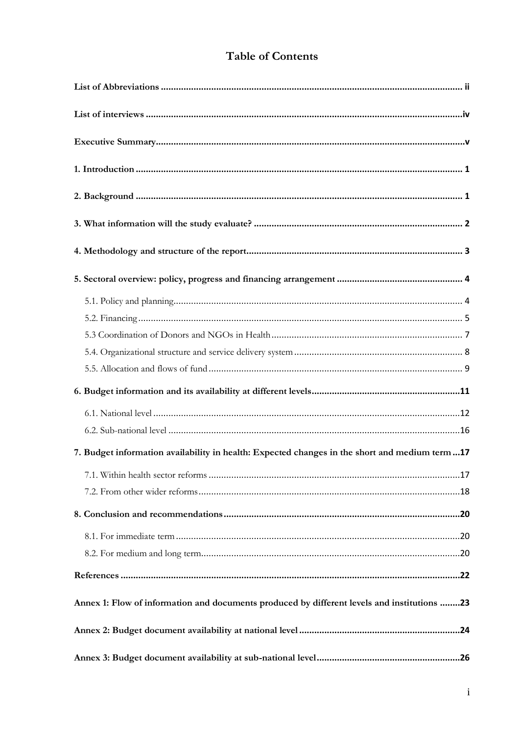# Table of Contents

**List of Abbreviations** ... ii

**List of interviews** ... iv

**Executive Summary** ... v

**1. Introduction** ... 1

**2. Background** ... 1

**3. What information will the study evaluate?** ... 2

**4. Methodology and structure of the report** ... 3

**5. Sectoral overview: policy, progress and financing arrangement** ... 4

- 5.1. Policy and planning ... 4
- 5.2. Financing ... 5
- 5.3 Coordination of Donors and NGOs in Health ... 7
- 5.4. Organizational structure and service delivery system ... 8
- 5.5. Allocation and flows of fund ... 9

**6. Budget information and its availability at different levels** ... 11

- 6.1. National level ... 12
- 6.2. Sub-national level ... 16

**7. Budget information availability in health: Expected changes in the short and medium term** ... 17

- 7.1. Within health sector reforms ... 17
- 7.2. From other wider reforms ... 18

**8. Conclusion and recommendations** ... 20

- 8.1. For immediate term ... 20
- 8.2. For medium and long term ... 20

**References** ... 22

**Annex 1: Flow of information and documents produced by different levels and institutions** ... 23

**Annex 2: Budget document availability at national level** ... 24

**Annex 3: Budget document availability at sub-national level** ... 26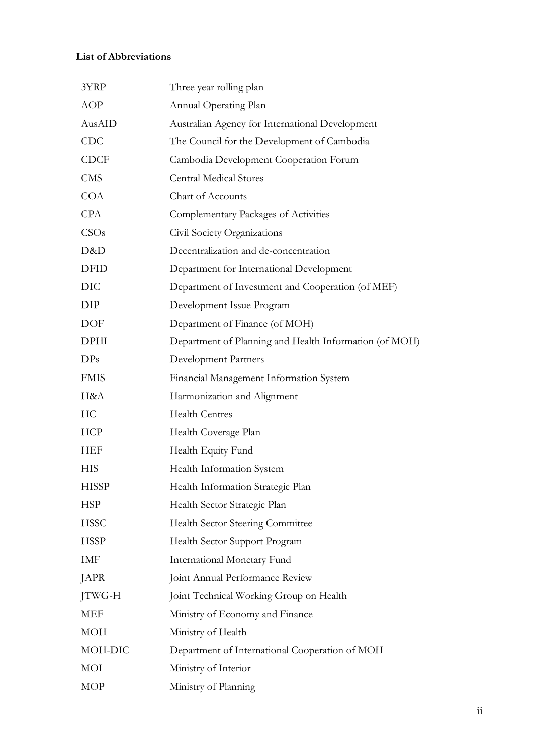**List of Abbreviations**

| | |
|---|---|
| 3YRP | Three year rolling plan |
| AOP | Annual Operating Plan |
| AusAID | Australian Agency for International Development |
| CDC | The Council for the Development of Cambodia |
| CDCF | Cambodia Development Cooperation Forum |
| CMS | Central Medical Stores |
| COA | Chart of Accounts |
| CPA | Complementary Packages of Activities |
| CSOs | Civil Society Organizations |
| D&D | Decentralization and de-concentration |
| DFID | Department for International Development |
| DIC | Department of Investment and Cooperation (of MEF) |
| DIP | Development Issue Program |
| DOF | Department of Finance (of MOH) |
| DPHI | Department of Planning and Health Information (of MOH) |
| DPs | Development Partners |
| FMIS | Financial Management Information System |
| H&A | Harmonization and Alignment |
| HC | Health Centres |
| HCP | Health Coverage Plan |
| HEF | Health Equity Fund |
| HIS | Health Information System |
| HISSP | Health Information Strategic Plan |
| HSP | Health Sector Strategic Plan |
| HSSC | Health Sector Steering Committee |
| HSSP | Health Sector Support Program |
| IMF | International Monetary Fund |
| JAPR | Joint Annual Performance Review |
| JTWG-H | Joint Technical Working Group on Health |
| MEF | Ministry of Economy and Finance |
| MOH | Ministry of Health |
| MOH-DIC | Department of International Cooperation of MOH |
| MOI | Ministry of Interior |
| MOP | Ministry of Planning |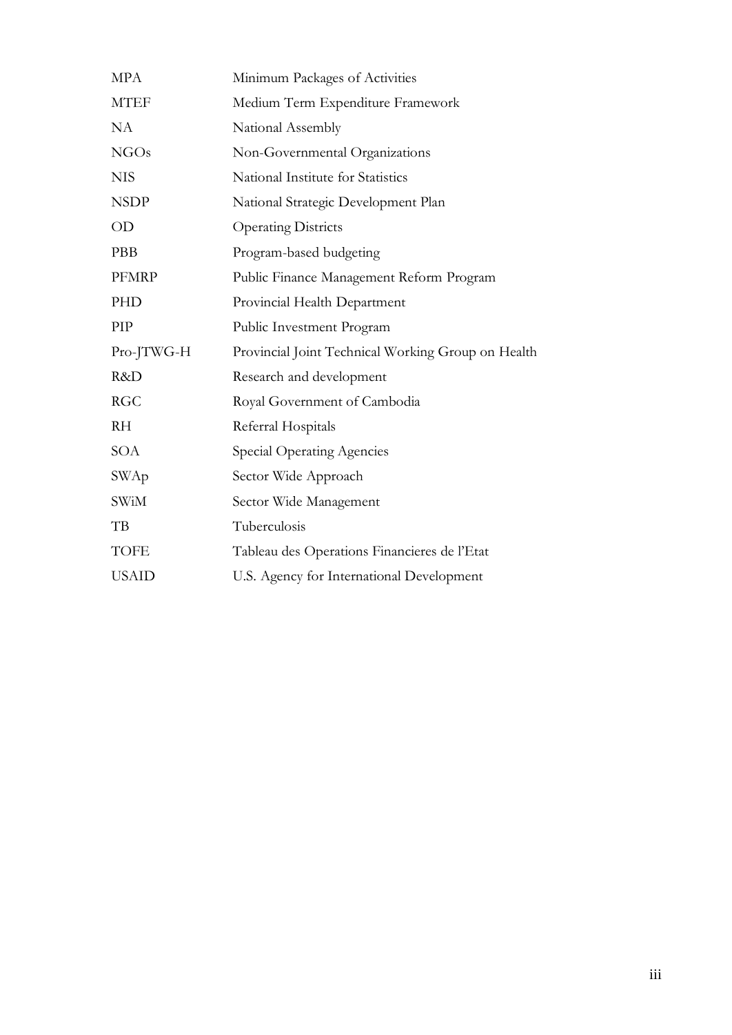| | |
|---|---|
| MPA | Minimum Packages of Activities |
| MTEF | Medium Term Expenditure Framework |
| NA | National Assembly |
| NGOs | Non-Governmental Organizations |
| NIS | National Institute for Statistics |
| NSDP | National Strategic Development Plan |
| OD | Operating Districts |
| PBB | Program-based budgeting |
| PFMRP | Public Finance Management Reform Program |
| PHD | Provincial Health Department |
| PIP | Public Investment Program |
| Pro-JTWG-H | Provincial Joint Technical Working Group on Health |
| R&D | Research and development |
| RGC | Royal Government of Cambodia |
| RH | Referral Hospitals |
| SOA | Special Operating Agencies |
| SWAp | Sector Wide Approach |
| SWiM | Sector Wide Management |
| TB | Tuberculosis |
| TOFE | Tableau des Operations Financieres de l'Etat |
| USAID | U.S. Agency for International Development |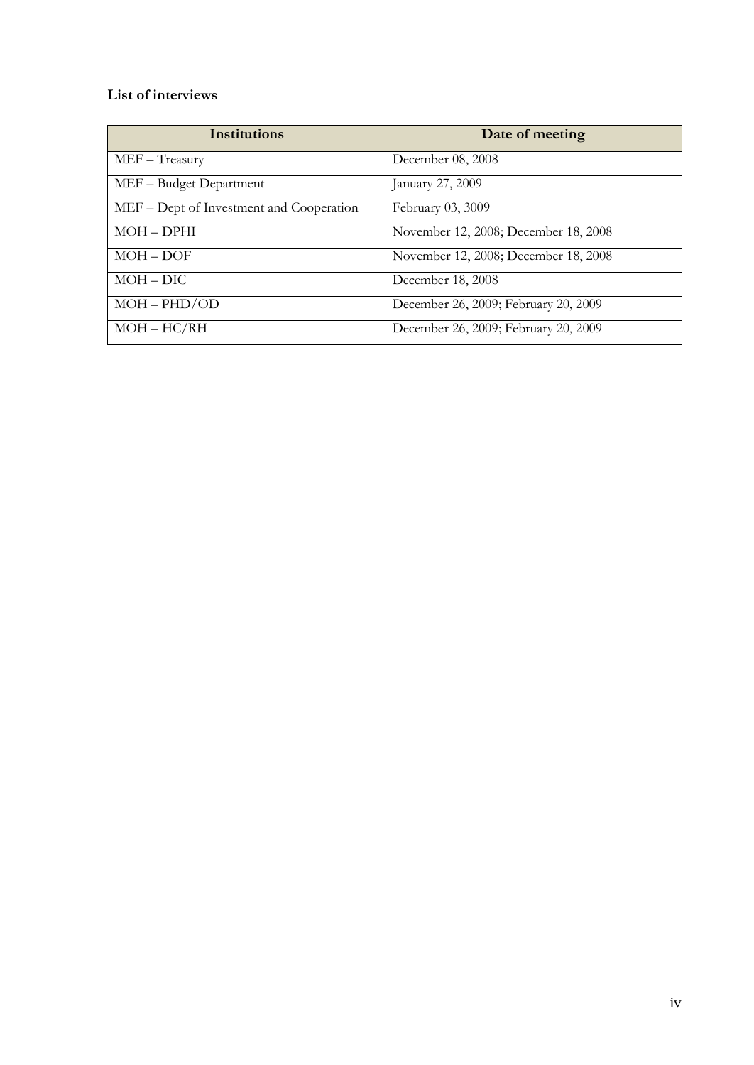**List of interviews**

| Institutions | Date of meeting |
|---|---|
| MEF – Treasury | December 08, 2008 |
| MEF – Budget Department | January 27, 2009 |
| MEF – Dept of Investment and Cooperation | February 03, 3009 |
| MOH – DPHI | November 12, 2008; December 18, 2008 |
| MOH – DOF | November 12, 2008; December 18, 2008 |
| MOH – DIC | December 18, 2008 |
| MOH – PHD/OD | December 26, 2009; February 20, 2009 |
| MOH – HC/RH | December 26, 2009; February 20, 2009 |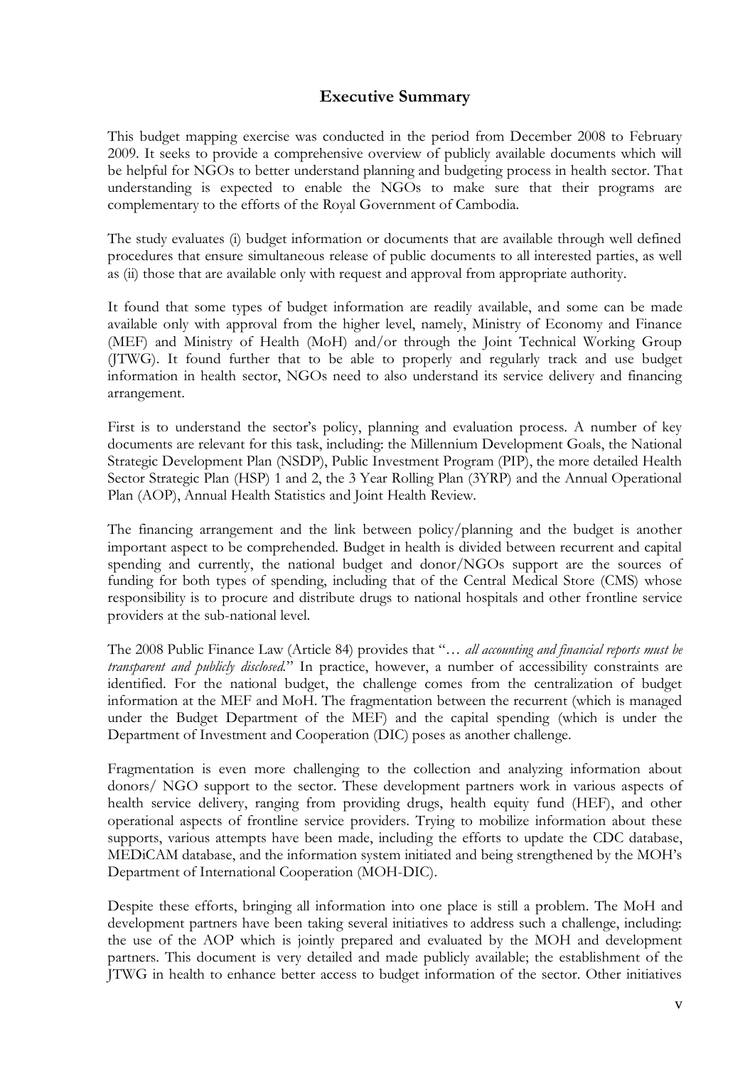# Executive Summary

This budget mapping exercise was conducted in the period from December 2008 to February 2009. It seeks to provide a comprehensive overview of publicly available documents which will be helpful for NGOs to better understand planning and budgeting process in health sector. That understanding is expected to enable the NGOs to make sure that their programs are complementary to the efforts of the Royal Government of Cambodia.

The study evaluates (i) budget information or documents that are available through well defined procedures that ensure simultaneous release of public documents to all interested parties, as well as (ii) those that are available only with request and approval from appropriate authority.

It found that some types of budget information are readily available, and some can be made available only with approval from the higher level, namely, Ministry of Economy and Finance (MEF) and Ministry of Health (MoH) and/or through the Joint Technical Working Group (JTWG). It found further that to be able to properly and regularly track and use budget information in health sector, NGOs need to also understand its service delivery and financing arrangement.

First is to understand the sector's policy, planning and evaluation process. A number of key documents are relevant for this task, including: the Millennium Development Goals, the National Strategic Development Plan (NSDP), Public Investment Program (PIP), the more detailed Health Sector Strategic Plan (HSP) 1 and 2, the 3 Year Rolling Plan (3YRP) and the Annual Operational Plan (AOP), Annual Health Statistics and Joint Health Review.

The financing arrangement and the link between policy/planning and the budget is another important aspect to be comprehended. Budget in health is divided between recurrent and capital spending and currently, the national budget and donor/NGOs support are the sources of funding for both types of spending, including that of the Central Medical Store (CMS) whose responsibility is to procure and distribute drugs to national hospitals and other frontline service providers at the sub-national level.

The 2008 Public Finance Law (Article 84) provides that "… *all accounting and financial reports must be transparent and publicly disclosed.*" In practice, however, a number of accessibility constraints are identified. For the national budget, the challenge comes from the centralization of budget information at the MEF and MoH. The fragmentation between the recurrent (which is managed under the Budget Department of the MEF) and the capital spending (which is under the Department of Investment and Cooperation (DIC) poses as another challenge.

Fragmentation is even more challenging to the collection and analyzing information about donors/ NGO support to the sector. These development partners work in various aspects of health service delivery, ranging from providing drugs, health equity fund (HEF), and other operational aspects of frontline service providers. Trying to mobilize information about these supports, various attempts have been made, including the efforts to update the CDC database, MEDiCAM database, and the information system initiated and being strengthened by the MOH's Department of International Cooperation (MOH-DIC).

Despite these efforts, bringing all information into one place is still a problem. The MoH and development partners have been taking several initiatives to address such a challenge, including: the use of the AOP which is jointly prepared and evaluated by the MOH and development partners. This document is very detailed and made publicly available; the establishment of the JTWG in health to enhance better access to budget information of the sector. Other initiatives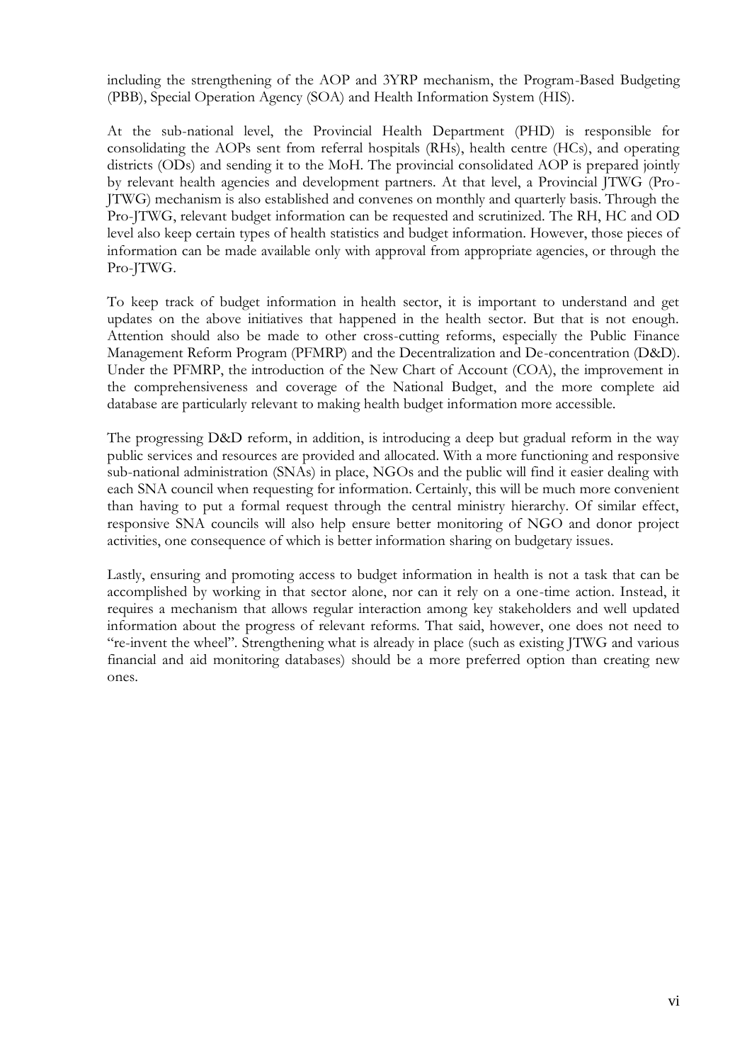including the strengthening of the AOP and 3YRP mechanism, the Program-Based Budgeting (PBB), Special Operation Agency (SOA) and Health Information System (HIS).

At the sub-national level, the Provincial Health Department (PHD) is responsible for consolidating the AOPs sent from referral hospitals (RHs), health centre (HCs), and operating districts (ODs) and sending it to the MoH. The provincial consolidated AOP is prepared jointly by relevant health agencies and development partners. At that level, a Provincial JTWG (Pro-JTWG) mechanism is also established and convenes on monthly and quarterly basis. Through the Pro-JTWG, relevant budget information can be requested and scrutinized. The RH, HC and OD level also keep certain types of health statistics and budget information. However, those pieces of information can be made available only with approval from appropriate agencies, or through the Pro-JTWG.

To keep track of budget information in health sector, it is important to understand and get updates on the above initiatives that happened in the health sector. But that is not enough. Attention should also be made to other cross-cutting reforms, especially the Public Finance Management Reform Program (PFMRP) and the Decentralization and De-concentration (D&D). Under the PFMRP, the introduction of the New Chart of Account (COA), the improvement in the comprehensiveness and coverage of the National Budget, and the more complete aid database are particularly relevant to making health budget information more accessible.

The progressing D&D reform, in addition, is introducing a deep but gradual reform in the way public services and resources are provided and allocated. With a more functioning and responsive sub-national administration (SNAs) in place, NGOs and the public will find it easier dealing with each SNA council when requesting for information. Certainly, this will be much more convenient than having to put a formal request through the central ministry hierarchy. Of similar effect, responsive SNA councils will also help ensure better monitoring of NGO and donor project activities, one consequence of which is better information sharing on budgetary issues.

Lastly, ensuring and promoting access to budget information in health is not a task that can be accomplished by working in that sector alone, nor can it rely on a one-time action. Instead, it requires a mechanism that allows regular interaction among key stakeholders and well updated information about the progress of relevant reforms. That said, however, one does not need to "re-invent the wheel". Strengthening what is already in place (such as existing JTWG and various financial and aid monitoring databases) should be a more preferred option than creating new ones.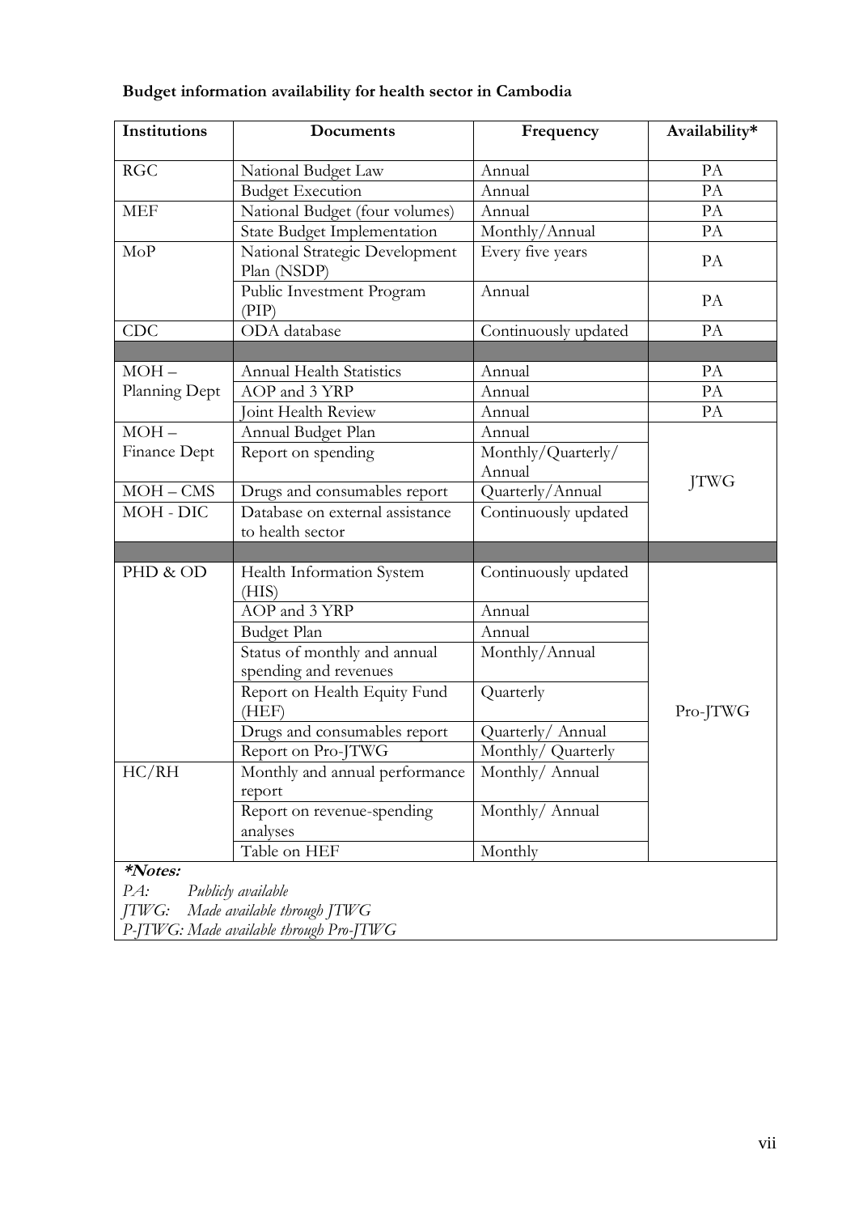**Budget information availability for health sector in Cambodia**

| Institutions | Documents | Frequency | Availability* |
|---|---|---|---|
| RGC | National Budget Law | Annual | PA |
| | Budget Execution | Annual | PA |
| MEF | National Budget (four volumes) | Annual | PA |
| | State Budget Implementation | Monthly/Annual | PA |
| MoP | National Strategic Development Plan (NSDP) | Every five years | PA |
| | Public Investment Program (PIP) | Annual | PA |
| CDC | ODA database | Continuously updated | PA |
| | | | |
| MOH – Planning Dept | Annual Health Statistics | Annual | PA |
| | AOP and 3 YRP | Annual | PA |
| | Joint Health Review | Annual | PA |
| MOH – Finance Dept | Annual Budget Plan | Annual | JTWG |
| | Report on spending | Monthly/Quarterly/ Annual | |
| MOH – CMS | Drugs and consumables report | Quarterly/Annual | |
| MOH - DIC | Database on external assistance to health sector | Continuously updated | |
| | | | |
| PHD & OD | Health Information System (HIS) | Continuously updated | Pro-JTWG |
| | AOP and 3 YRP | Annual | |
| | Budget Plan | Annual | |
| | Status of monthly and annual spending and revenues | Monthly/Annual | |
| | Report on Health Equity Fund (HEF) | Quarterly | |
| | Drugs and consumables report | Quarterly/ Annual | |
| | Report on Pro-JTWG | Monthly/ Quarterly | |
| HC/RH | Monthly and annual performance report | Monthly/ Annual | |
| | Report on revenue-spending analyses | Monthly/ Annual | |
| | Table on HEF | Monthly | |

***Notes:***

*PA: Publicly available*

*JTWG: Made available through JTWG*

*P-JTWG: Made available through Pro-JTWG*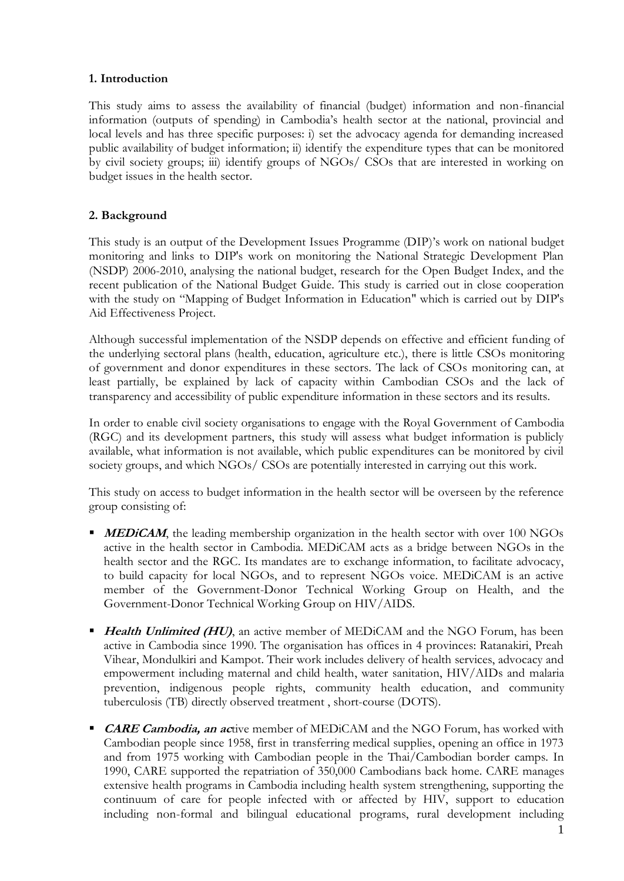## 1. Introduction

This study aims to assess the availability of financial (budget) information and non-financial information (outputs of spending) in Cambodia's health sector at the national, provincial and local levels and has three specific purposes: i) set the advocacy agenda for demanding increased public availability of budget information; ii) identify the expenditure types that can be monitored by civil society groups; iii) identify groups of NGOs/ CSOs that are interested in working on budget issues in the health sector.

## 2. Background

This study is an output of the Development Issues Programme (DIP)'s work on national budget monitoring and links to DIP's work on monitoring the National Strategic Development Plan (NSDP) 2006-2010, analysing the national budget, research for the Open Budget Index, and the recent publication of the National Budget Guide. This study is carried out in close cooperation with the study on "Mapping of Budget Information in Education" which is carried out by DIP's Aid Effectiveness Project.

Although successful implementation of the NSDP depends on effective and efficient funding of the underlying sectoral plans (health, education, agriculture etc.), there is little CSOs monitoring of government and donor expenditures in these sectors. The lack of CSOs monitoring can, at least partially, be explained by lack of capacity within Cambodian CSOs and the lack of transparency and accessibility of public expenditure information in these sectors and its results.

In order to enable civil society organisations to engage with the Royal Government of Cambodia (RGC) and its development partners, this study will assess what budget information is publicly available, what information is not available, which public expenditures can be monitored by civil society groups, and which NGOs/ CSOs are potentially interested in carrying out this work.

This study on access to budget information in the health sector will be overseen by the reference group consisting of:

- ***MEDiCAM***, the leading membership organization in the health sector with over 100 NGOs active in the health sector in Cambodia. MEDiCAM acts as a bridge between NGOs in the health sector and the RGC. Its mandates are to exchange information, to facilitate advocacy, to build capacity for local NGOs, and to represent NGOs voice. MEDiCAM is an active member of the Government-Donor Technical Working Group on Health, and the Government-Donor Technical Working Group on HIV/AIDS.
- ***Health Unlimited (HU)***, an active member of MEDiCAM and the NGO Forum, has been active in Cambodia since 1990. The organisation has offices in 4 provinces: Ratanakiri, Preah Vihear, Mondulkiri and Kampot. Their work includes delivery of health services, advocacy and empowerment including maternal and child health, water sanitation, HIV/AIDs and malaria prevention, indigenous people rights, community health education, and community tuberculosis (TB) directly observed treatment , short-course (DOTS).
- ***CARE Cambodia, an ac***tive member of MEDiCAM and the NGO Forum, has worked with Cambodian people since 1958, first in transferring medical supplies, opening an office in 1973 and from 1975 working with Cambodian people in the Thai/Cambodian border camps. In 1990, CARE supported the repatriation of 350,000 Cambodians back home. CARE manages extensive health programs in Cambodia including health system strengthening, supporting the continuum of care for people infected with or affected by HIV, support to education including non-formal and bilingual educational programs, rural development including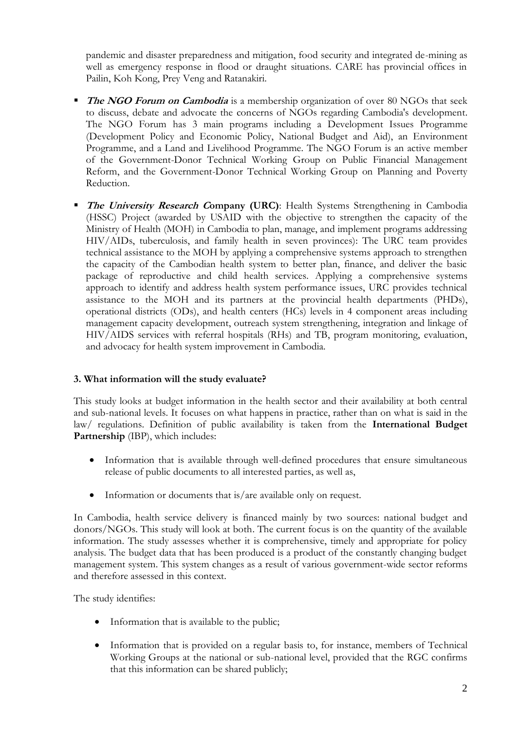pandemic and disaster preparedness and mitigation, food security and integrated de-mining as well as emergency response in flood or draught situations. CARE has provincial offices in Pailin, Koh Kong, Prey Veng and Ratanakiri.

- ***The NGO Forum on Cambodia*** is a membership organization of over 80 NGOs that seek to discuss, debate and advocate the concerns of NGOs regarding Cambodia's development. The NGO Forum has 3 main programs including a Development Issues Programme (Development Policy and Economic Policy, National Budget and Aid), an Environment Programme, and a Land and Livelihood Programme. The NGO Forum is an active member of the Government-Donor Technical Working Group on Public Financial Management Reform, and the Government-Donor Technical Working Group on Planning and Poverty Reduction.

- ***The University Research C*****ompany (URC)**: Health Systems Strengthening in Cambodia (HSSC) Project (awarded by USAID with the objective to strengthen the capacity of the Ministry of Health (MOH) in Cambodia to plan, manage, and implement programs addressing HIV/AIDs, tuberculosis, and family health in seven provinces): The URC team provides technical assistance to the MOH by applying a comprehensive systems approach to strengthen the capacity of the Cambodian health system to better plan, finance, and deliver the basic package of reproductive and child health services. Applying a comprehensive systems approach to identify and address health system performance issues, URC provides technical assistance to the MOH and its partners at the provincial health departments (PHDs), operational districts (ODs), and health centers (HCs) levels in 4 component areas including management capacity development, outreach system strengthening, integration and linkage of HIV/AIDS services with referral hospitals (RHs) and TB, program monitoring, evaluation, and advocacy for health system improvement in Cambodia.

### 3. What information will the study evaluate?

This study looks at budget information in the health sector and their availability at both central and sub-national levels. It focuses on what happens in practice, rather than on what is said in the law/ regulations. Definition of public availability is taken from the **International Budget Partnership** (IBP), which includes:

- Information that is available through well-defined procedures that ensure simultaneous release of public documents to all interested parties, as well as,

- Information or documents that is/are available only on request.

In Cambodia, health service delivery is financed mainly by two sources: national budget and donors/NGOs. This study will look at both. The current focus is on the quantity of the available information. The study assesses whether it is comprehensive, timely and appropriate for policy analysis. The budget data that has been produced is a product of the constantly changing budget management system. This system changes as a result of various government-wide sector reforms and therefore assessed in this context.

The study identifies:

- Information that is available to the public;

- Information that is provided on a regular basis to, for instance, members of Technical Working Groups at the national or sub-national level, provided that the RGC confirms that this information can be shared publicly;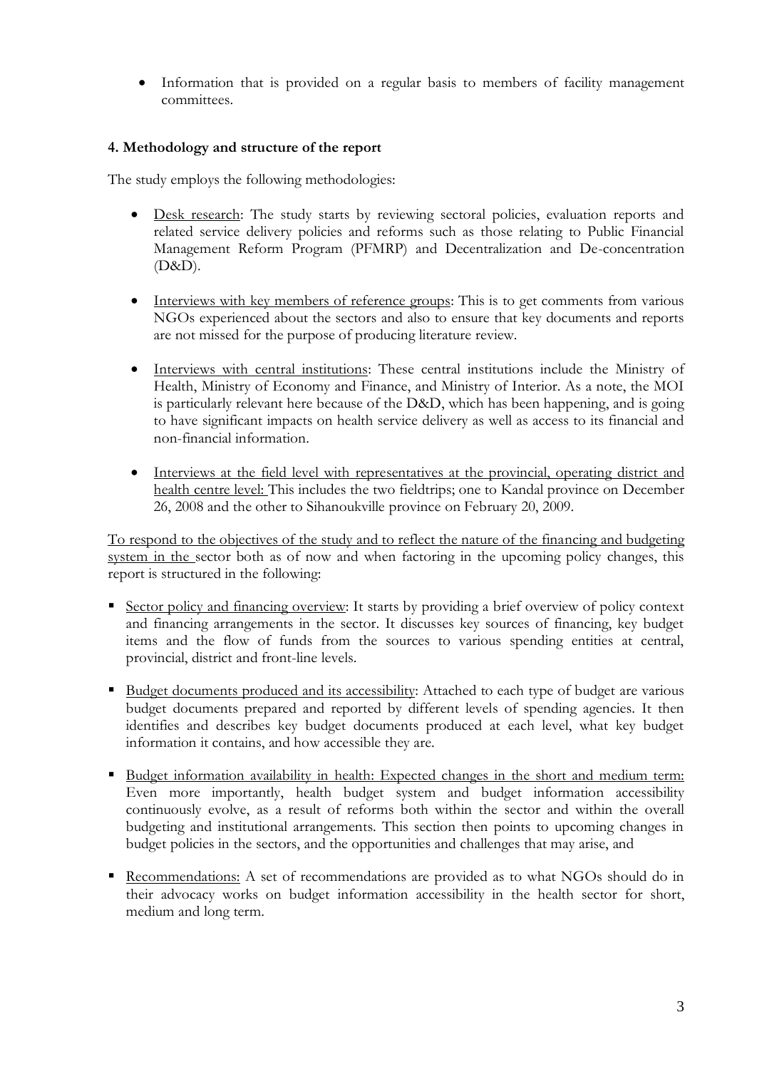- Information that is provided on a regular basis to members of facility management committees.

### 4. Methodology and structure of the report

The study employs the following methodologies:

- Desk research: The study starts by reviewing sectoral policies, evaluation reports and related service delivery policies and reforms such as those relating to Public Financial Management Reform Program (PFMRP) and Decentralization and De-concentration (D&D).

- Interviews with key members of reference groups: This is to get comments from various NGOs experienced about the sectors and also to ensure that key documents and reports are not missed for the purpose of producing literature review.

- Interviews with central institutions: These central institutions include the Ministry of Health, Ministry of Economy and Finance, and Ministry of Interior. As a note, the MOI is particularly relevant here because of the D&D, which has been happening, and is going to have significant impacts on health service delivery as well as access to its financial and non-financial information.

- Interviews at the field level with representatives at the provincial, operating district and health centre level: This includes the two fieldtrips; one to Kandal province on December 26, 2008 and the other to Sihanoukville province on February 20, 2009.

To respond to the objectives of the study and to reflect the nature of the financing and budgeting system in the sector both as of now and when factoring in the upcoming policy changes, this report is structured in the following:

- Sector policy and financing overview: It starts by providing a brief overview of policy context and financing arrangements in the sector. It discusses key sources of financing, key budget items and the flow of funds from the sources to various spending entities at central, provincial, district and front-line levels.

- Budget documents produced and its accessibility: Attached to each type of budget are various budget documents prepared and reported by different levels of spending agencies. It then identifies and describes key budget documents produced at each level, what key budget information it contains, and how accessible they are.

- Budget information availability in health: Expected changes in the short and medium term: Even more importantly, health budget system and budget information accessibility continuously evolve, as a result of reforms both within the sector and within the overall budgeting and institutional arrangements. This section then points to upcoming changes in budget policies in the sectors, and the opportunities and challenges that may arise, and

- Recommendations: A set of recommendations are provided as to what NGOs should do in their advocacy works on budget information accessibility in the health sector for short, medium and long term.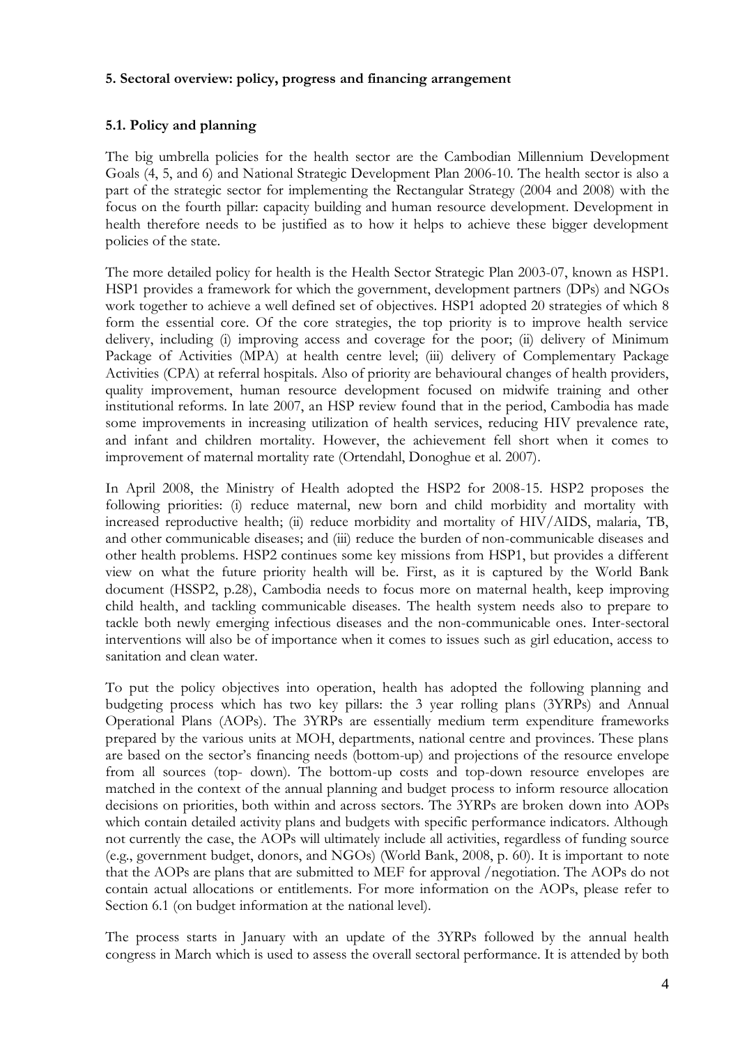### 5. Sectoral overview: policy, progress and financing arrangement

#### 5.1. Policy and planning

The big umbrella policies for the health sector are the Cambodian Millennium Development Goals (4, 5, and 6) and National Strategic Development Plan 2006-10. The health sector is also a part of the strategic sector for implementing the Rectangular Strategy (2004 and 2008) with the focus on the fourth pillar: capacity building and human resource development. Development in health therefore needs to be justified as to how it helps to achieve these bigger development policies of the state.

The more detailed policy for health is the Health Sector Strategic Plan 2003-07, known as HSP1. HSP1 provides a framework for which the government, development partners (DPs) and NGOs work together to achieve a well defined set of objectives. HSP1 adopted 20 strategies of which 8 form the essential core. Of the core strategies, the top priority is to improve health service delivery, including (i) improving access and coverage for the poor; (ii) delivery of Minimum Package of Activities (MPA) at health centre level; (iii) delivery of Complementary Package Activities (CPA) at referral hospitals. Also of priority are behavioural changes of health providers, quality improvement, human resource development focused on midwife training and other institutional reforms. In late 2007, an HSP review found that in the period, Cambodia has made some improvements in increasing utilization of health services, reducing HIV prevalence rate, and infant and children mortality. However, the achievement fell short when it comes to improvement of maternal mortality rate (Ortendahl, Donoghue et al. 2007).

In April 2008, the Ministry of Health adopted the HSP2 for 2008-15. HSP2 proposes the following priorities: (i) reduce maternal, new born and child morbidity and mortality with increased reproductive health; (ii) reduce morbidity and mortality of HIV/AIDS, malaria, TB, and other communicable diseases; and (iii) reduce the burden of non-communicable diseases and other health problems. HSP2 continues some key missions from HSP1, but provides a different view on what the future priority health will be. First, as it is captured by the World Bank document (HSSP2, p.28), Cambodia needs to focus more on maternal health, keep improving child health, and tackling communicable diseases. The health system needs also to prepare to tackle both newly emerging infectious diseases and the non-communicable ones. Inter-sectoral interventions will also be of importance when it comes to issues such as girl education, access to sanitation and clean water.

To put the policy objectives into operation, health has adopted the following planning and budgeting process which has two key pillars: the 3 year rolling plans (3YRPs) and Annual Operational Plans (AOPs). The 3YRPs are essentially medium term expenditure frameworks prepared by the various units at MOH, departments, national centre and provinces. These plans are based on the sector's financing needs (bottom-up) and projections of the resource envelope from all sources (top- down). The bottom-up costs and top-down resource envelopes are matched in the context of the annual planning and budget process to inform resource allocation decisions on priorities, both within and across sectors. The 3YRPs are broken down into AOPs which contain detailed activity plans and budgets with specific performance indicators. Although not currently the case, the AOPs will ultimately include all activities, regardless of funding source (e.g., government budget, donors, and NGOs) (World Bank, 2008, p. 60). It is important to note that the AOPs are plans that are submitted to MEF for approval /negotiation. The AOPs do not contain actual allocations or entitlements. For more information on the AOPs, please refer to Section 6.1 (on budget information at the national level).

The process starts in January with an update of the 3YRPs followed by the annual health congress in March which is used to assess the overall sectoral performance. It is attended by both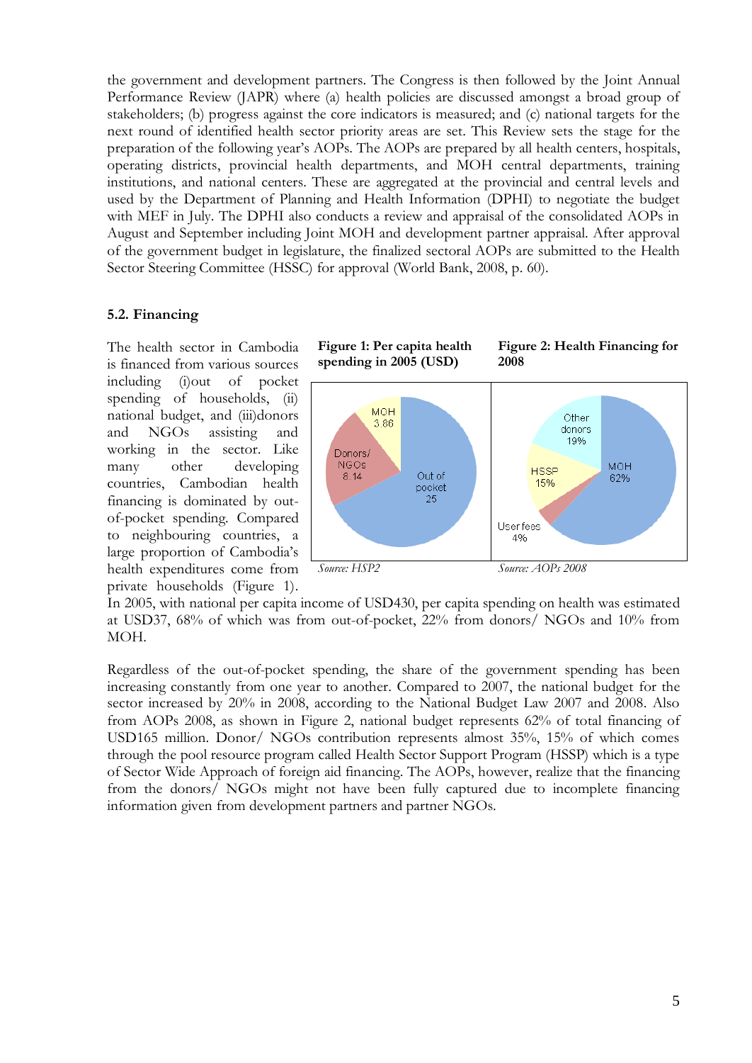the government and development partners. The Congress is then followed by the Joint Annual Performance Review (JAPR) where (a) health policies are discussed amongst a broad group of stakeholders; (b) progress against the core indicators is measured; and (c) national targets for the next round of identified health sector priority areas are set. This Review sets the stage for the preparation of the following year's AOPs. The AOPs are prepared by all health centers, hospitals, operating districts, provincial health departments, and MOH central departments, training institutions, and national centers. These are aggregated at the provincial and central levels and used by the Department of Planning and Health Information (DPHI) to negotiate the budget with MEF in July. The DPHI also conducts a review and appraisal of the consolidated AOPs in August and September including Joint MOH and development partner appraisal. After approval of the government budget in legislature, the finalized sectoral AOPs are submitted to the Health Sector Steering Committee (HSSC) for approval (World Bank, 2008, p. 60).

### 5.2. Financing

The health sector in Cambodia is financed from various sources including (i)out of pocket spending of households, (ii) national budget, and (iii)donors and NGOs assisting and working in the sector. Like many other developing countries, Cambodian health financing is dominated by out-of-pocket spending. Compared to neighbouring countries, a large proportion of Cambodia's health expenditures come from private households (Figure 1). In 2005, with national per capita income of USD430, per capita spending on health was estimated at USD37, 68% of which was from out-of-pocket, 22% from donors/ NGOs and 10% from MOH.

**Figure 1: Per capita health spending in 2005 (USD)**

MOH 3.86; Donors/NGOs 8.14; Out of pocket 25

*Source: HSP2*

**Figure 2: Health Financing for 2008**

MOH 62%; Other donors 19%; HSSP 15%; User fees 4%

*Source: AOPs 2008*

Regardless of the out-of-pocket spending, the share of the government spending has been increasing constantly from one year to another. Compared to 2007, the national budget for the sector increased by 20% in 2008, according to the National Budget Law 2007 and 2008. Also from AOPs 2008, as shown in Figure 2, national budget represents 62% of total financing of USD165 million. Donor/ NGOs contribution represents almost 35%, 15% of which comes through the pool resource program called Health Sector Support Program (HSSP) which is a type of Sector Wide Approach of foreign aid financing. The AOPs, however, realize that the financing from the donors/ NGOs might not have been fully captured due to incomplete financing information given from development partners and partner NGOs.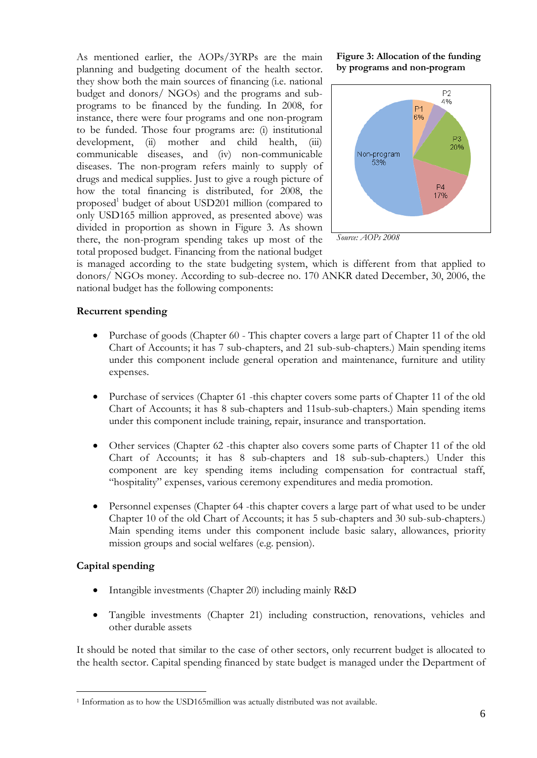As mentioned earlier, the AOPs/3YRPs are the main planning and budgeting document of the health sector. they show both the main sources of financing (i.e. national budget and donors/ NGOs) and the programs and sub-programs to be financed by the funding. In 2008, for instance, there were four programs and one non-program to be funded. Those four programs are: (i) institutional development, (ii) mother and child health, (iii) communicable diseases, and (iv) non-communicable diseases. The non-program refers mainly to supply of drugs and medical supplies. Just to give a rough picture of how the total financing is distributed, for 2008, the proposed[1] budget of about USD201 million (compared to only USD165 million approved, as presented above) was divided in proportion as shown in Figure 3. As shown there, the non-program spending takes up most of the total proposed budget. Financing from the national budget is managed according to the state budgeting system, which is different from that applied to donors/ NGOs money. According to sub-decree no. 170 ANKR dated December, 30, 2006, the national budget has the following components:

**Figure 3: Allocation of the funding by programs and non-program**

| Category | Share |
|---|---|
| P1 | 6% |
| P2 | 4% |
| P3 | 20% |
| P4 | 17% |
| Non-program | 53% |

*Source: AOPs 2008*

**Recurrent spending**

- Purchase of goods (Chapter 60 - This chapter covers a large part of Chapter 11 of the old Chart of Accounts; it has 7 sub-chapters, and 21 sub-sub-chapters.) Main spending items under this component include general operation and maintenance, furniture and utility expenses.
- Purchase of services (Chapter 61 -this chapter covers some parts of Chapter 11 of the old Chart of Accounts; it has 8 sub-chapters and 11sub-sub-chapters.) Main spending items under this component include training, repair, insurance and transportation.
- Other services (Chapter 62 -this chapter also covers some parts of Chapter 11 of the old Chart of Accounts; it has 8 sub-chapters and 18 sub-sub-chapters.) Under this component are key spending items including compensation for contractual staff, "hospitality" expenses, various ceremony expenditures and media promotion.
- Personnel expenses (Chapter 64 -this chapter covers a large part of what used to be under Chapter 10 of the old Chart of Accounts; it has 5 sub-chapters and 30 sub-sub-chapters.) Main spending items under this component include basic salary, allowances, priority mission groups and social welfares (e.g. pension).

**Capital spending**

- Intangible investments (Chapter 20) including mainly R&D
- Tangible investments (Chapter 21) including construction, renovations, vehicles and other durable assets

It should be noted that similar to the case of other sectors, only recurrent budget is allocated to the health sector. Capital spending financed by state budget is managed under the Department of

---

[1] Information as to how the USD165million was actually distributed was not available.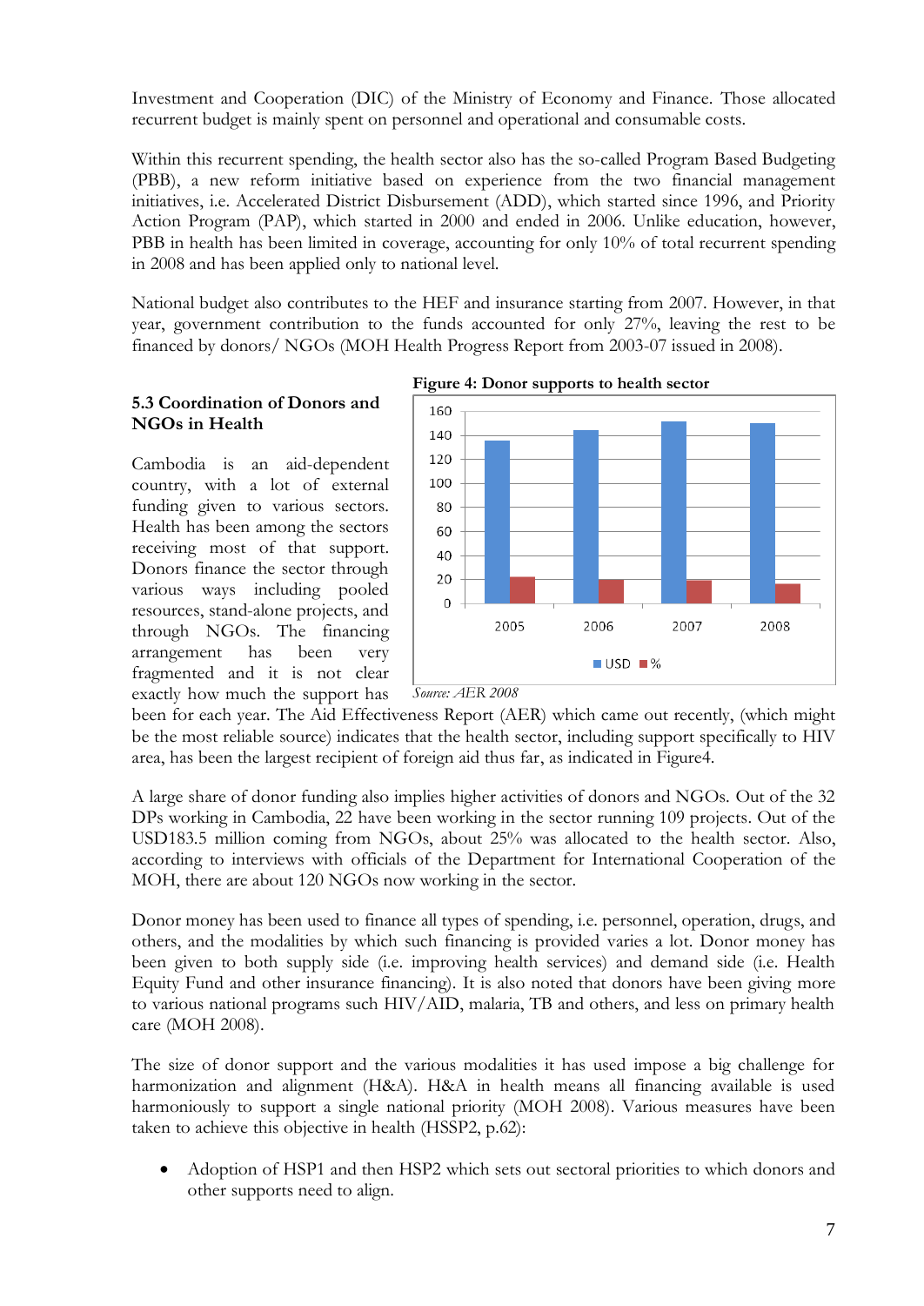Investment and Cooperation (DIC) of the Ministry of Economy and Finance. Those allocated recurrent budget is mainly spent on personnel and operational and consumable costs.

Within this recurrent spending, the health sector also has the so-called Program Based Budgeting (PBB), a new reform initiative based on experience from the two financial management initiatives, i.e. Accelerated District Disbursement (ADD), which started since 1996, and Priority Action Program (PAP), which started in 2000 and ended in 2006. Unlike education, however, PBB in health has been limited in coverage, accounting for only 10% of total recurrent spending in 2008 and has been applied only to national level.

National budget also contributes to the HEF and insurance starting from 2007. However, in that year, government contribution to the funds accounted for only 27%, leaving the rest to be financed by donors/ NGOs (MOH Health Progress Report from 2003-07 issued in 2008).

### 5.3 Coordination of Donors and NGOs in Health

Cambodia is an aid-dependent country, with a lot of external funding given to various sectors. Health has been among the sectors receiving most of that support. Donors finance the sector through various ways including pooled resources, stand-alone projects, and through NGOs. The financing arrangement has been very fragmented and it is not clear exactly how much the support has been for each year. The Aid Effectiveness Report (AER) which came out recently, (which might be the most reliable source) indicates that the health sector, including support specifically to HIV area, has been the largest recipient of foreign aid thus far, as indicated in Figure4.

**Figure 4: Donor supports to health sector**

*Source: AER 2008*

A large share of donor funding also implies higher activities of donors and NGOs. Out of the 32 DPs working in Cambodia, 22 have been working in the sector running 109 projects. Out of the USD183.5 million coming from NGOs, about 25% was allocated to the health sector. Also, according to interviews with officials of the Department for International Cooperation of the MOH, there are about 120 NGOs now working in the sector.

Donor money has been used to finance all types of spending, i.e. personnel, operation, drugs, and others, and the modalities by which such financing is provided varies a lot. Donor money has been given to both supply side (i.e. improving health services) and demand side (i.e. Health Equity Fund and other insurance financing). It is also noted that donors have been giving more to various national programs such HIV/AID, malaria, TB and others, and less on primary health care (MOH 2008).

The size of donor support and the various modalities it has used impose a big challenge for harmonization and alignment (H&A). H&A in health means all financing available is used harmoniously to support a single national priority (MOH 2008). Various measures have been taken to achieve this objective in health (HSSP2, p.62):

- Adoption of HSP1 and then HSP2 which sets out sectoral priorities to which donors and other supports need to align.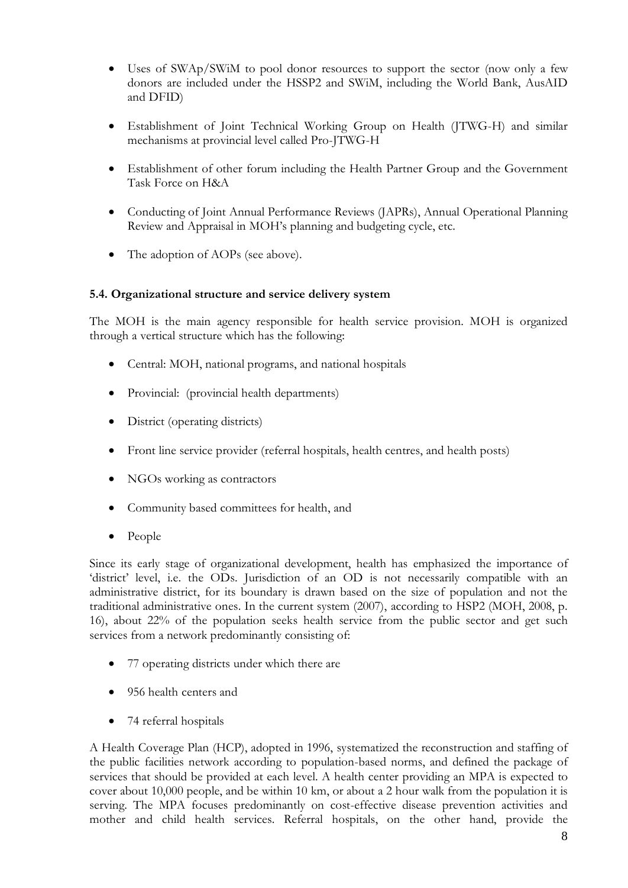- Uses of SWAp/SWiM to pool donor resources to support the sector (now only a few donors are included under the HSSP2 and SWiM, including the World Bank, AusAID and DFID)
- Establishment of Joint Technical Working Group on Health (JTWG-H) and similar mechanisms at provincial level called Pro-JTWG-H
- Establishment of other forum including the Health Partner Group and the Government Task Force on H&A
- Conducting of Joint Annual Performance Reviews (JAPRs), Annual Operational Planning Review and Appraisal in MOH's planning and budgeting cycle, etc.
- The adoption of AOPs (see above).

#### 5.4. Organizational structure and service delivery system

The MOH is the main agency responsible for health service provision. MOH is organized through a vertical structure which has the following:

- Central: MOH, national programs, and national hospitals
- Provincial: (provincial health departments)
- District (operating districts)
- Front line service provider (referral hospitals, health centres, and health posts)
- NGOs working as contractors
- Community based committees for health, and
- People

Since its early stage of organizational development, health has emphasized the importance of 'district' level, i.e. the ODs. Jurisdiction of an OD is not necessarily compatible with an administrative district, for its boundary is drawn based on the size of population and not the traditional administrative ones. In the current system (2007), according to HSP2 (MOH, 2008, p. 16), about 22% of the population seeks health service from the public sector and get such services from a network predominantly consisting of:

- 77 operating districts under which there are
- 956 health centers and
- 74 referral hospitals

A Health Coverage Plan (HCP), adopted in 1996, systematized the reconstruction and staffing of the public facilities network according to population-based norms, and defined the package of services that should be provided at each level. A health center providing an MPA is expected to cover about 10,000 people, and be within 10 km, or about a 2 hour walk from the population it is serving. The MPA focuses predominantly on cost-effective disease prevention activities and mother and child health services. Referral hospitals, on the other hand, provide the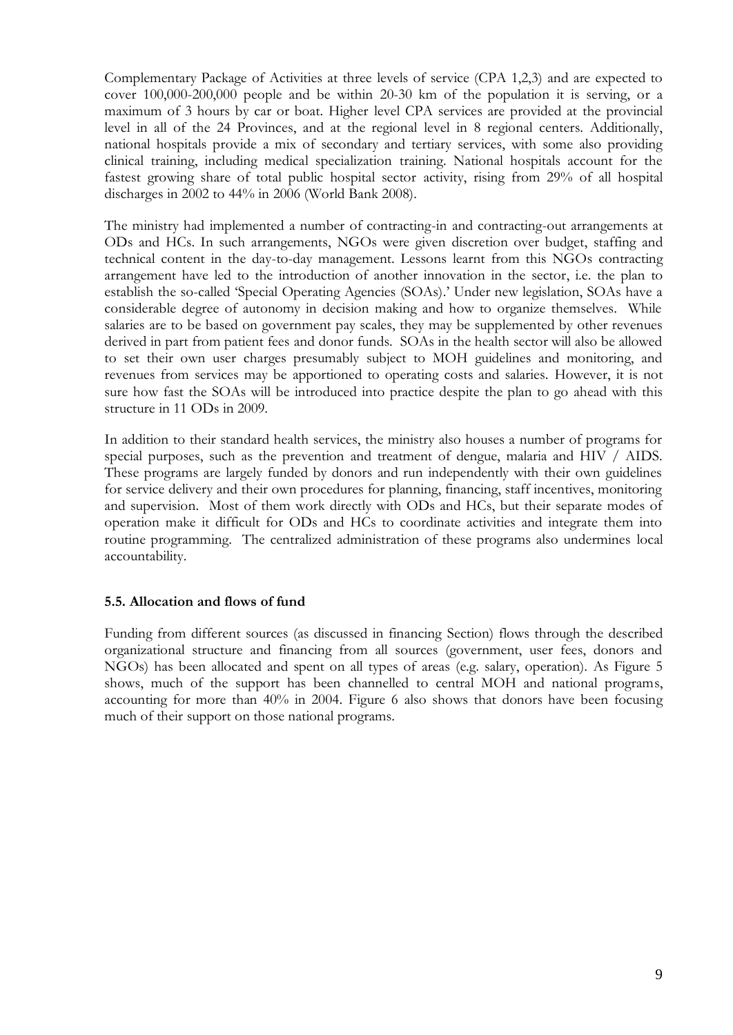Complementary Package of Activities at three levels of service (CPA 1,2,3) and are expected to cover 100,000-200,000 people and be within 20-30 km of the population it is serving, or a maximum of 3 hours by car or boat. Higher level CPA services are provided at the provincial level in all of the 24 Provinces, and at the regional level in 8 regional centers. Additionally, national hospitals provide a mix of secondary and tertiary services, with some also providing clinical training, including medical specialization training. National hospitals account for the fastest growing share of total public hospital sector activity, rising from 29% of all hospital discharges in 2002 to 44% in 2006 (World Bank 2008).

The ministry had implemented a number of contracting-in and contracting-out arrangements at ODs and HCs. In such arrangements, NGOs were given discretion over budget, staffing and technical content in the day-to-day management. Lessons learnt from this NGOs contracting arrangement have led to the introduction of another innovation in the sector, i.e. the plan to establish the so-called 'Special Operating Agencies (SOAs).' Under new legislation, SOAs have a considerable degree of autonomy in decision making and how to organize themselves. While salaries are to be based on government pay scales, they may be supplemented by other revenues derived in part from patient fees and donor funds. SOAs in the health sector will also be allowed to set their own user charges presumably subject to MOH guidelines and monitoring, and revenues from services may be apportioned to operating costs and salaries. However, it is not sure how fast the SOAs will be introduced into practice despite the plan to go ahead with this structure in 11 ODs in 2009.

In addition to their standard health services, the ministry also houses a number of programs for special purposes, such as the prevention and treatment of dengue, malaria and HIV / AIDS. These programs are largely funded by donors and run independently with their own guidelines for service delivery and their own procedures for planning, financing, staff incentives, monitoring and supervision. Most of them work directly with ODs and HCs, but their separate modes of operation make it difficult for ODs and HCs to coordinate activities and integrate them into routine programming. The centralized administration of these programs also undermines local accountability.

### 5.5. Allocation and flows of fund

Funding from different sources (as discussed in financing Section) flows through the described organizational structure and financing from all sources (government, user fees, donors and NGOs) has been allocated and spent on all types of areas (e.g. salary, operation). As Figure 5 shows, much of the support has been channelled to central MOH and national programs, accounting for more than 40% in 2004. Figure 6 also shows that donors have been focusing much of their support on those national programs.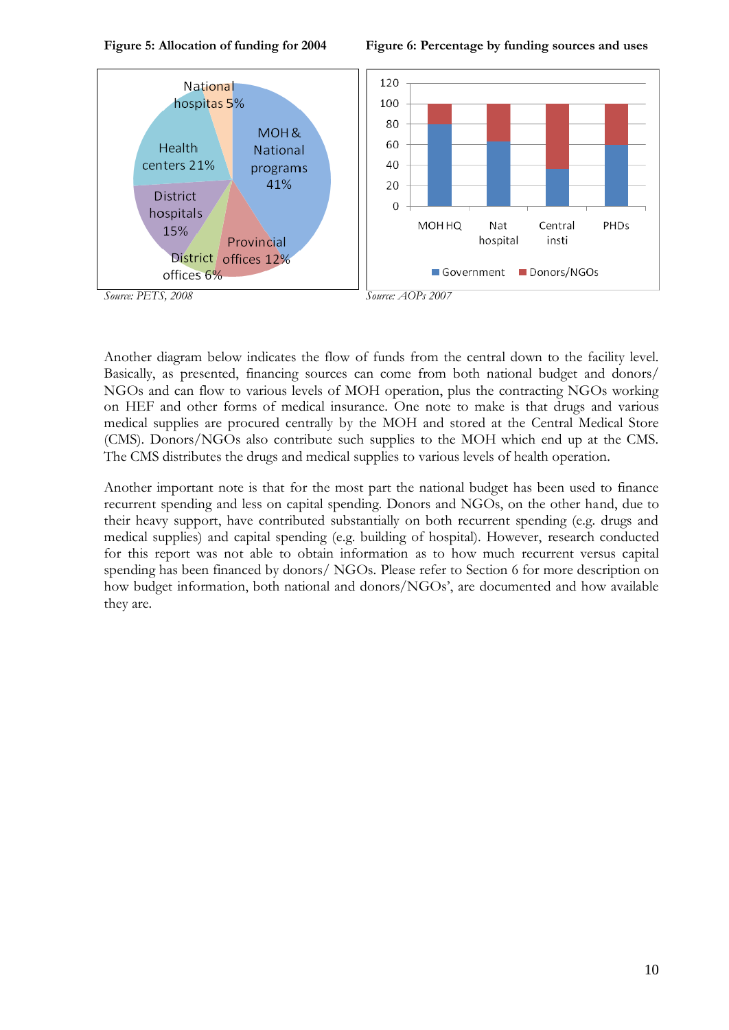**Figure 5: Allocation of funding for 2004**

*Source: PETS, 2008*

**Figure 6: Percentage by funding sources and uses**

*Source: AOPs 2007*

Another diagram below indicates the flow of funds from the central down to the facility level. Basically, as presented, financing sources can come from both national budget and donors/ NGOs and can flow to various levels of MOH operation, plus the contracting NGOs working on HEF and other forms of medical insurance. One note to make is that drugs and various medical supplies are procured centrally by the MOH and stored at the Central Medical Store (CMS). Donors/NGOs also contribute such supplies to the MOH which end up at the CMS. The CMS distributes the drugs and medical supplies to various levels of health operation.

Another important note is that for the most part the national budget has been used to finance recurrent spending and less on capital spending. Donors and NGOs, on the other hand, due to their heavy support, have contributed substantially on both recurrent spending (e.g. drugs and medical supplies) and capital spending (e.g. building of hospital). However, research conducted for this report was not able to obtain information as to how much recurrent versus capital spending has been financed by donors/ NGOs. Please refer to Section 6 for more description on how budget information, both national and donors/NGOs', are documented and how available they are.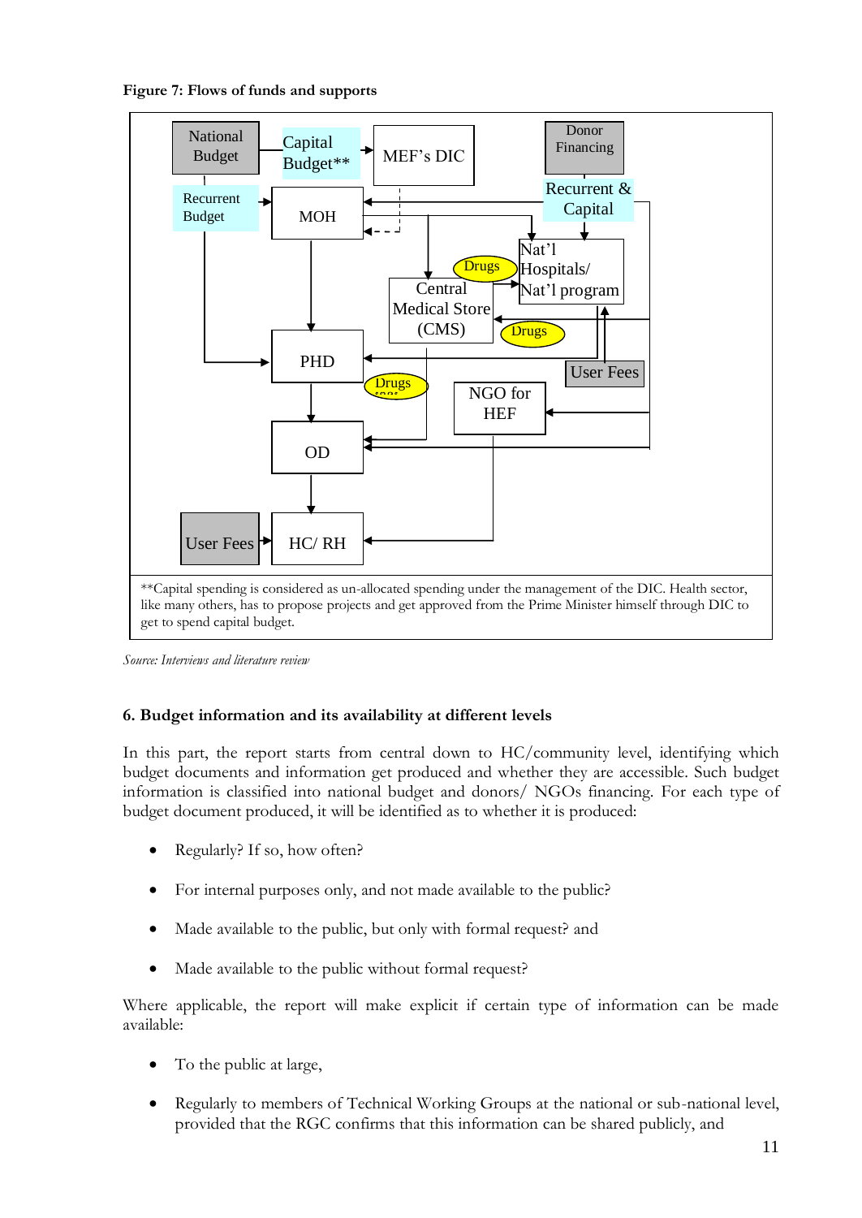**Figure 7: Flows of funds and supports**

National Budget | Capital Budget** | MEF's DIC | Donor Financing | Recurrent & Capital | Recurrent Budget | MOH | Nat'l Hospitals/ Nat'l program | Drugs | Central Medical Store (CMS) | Drugs | PHD | User Fees | Drugs | NGO for HEF | OD | User Fees | HC/ RH

**Capital spending is considered as un-allocated spending under the management of the DIC. Health sector, like many others, has to propose projects and get approved from the Prime Minister himself through DIC to get to spend capital budget.

*Source: Interviews and literature review*

## 6. Budget information and its availability at different levels

In this part, the report starts from central down to HC/community level, identifying which budget documents and information get produced and whether they are accessible. Such budget information is classified into national budget and donors/ NGOs financing. For each type of budget document produced, it will be identified as to whether it is produced:

- Regularly? If so, how often?
- For internal purposes only, and not made available to the public?
- Made available to the public, but only with formal request? and
- Made available to the public without formal request?

Where applicable, the report will make explicit if certain type of information can be made available:

- To the public at large,
- Regularly to members of Technical Working Groups at the national or sub-national level, provided that the RGC confirms that this information can be shared publicly, and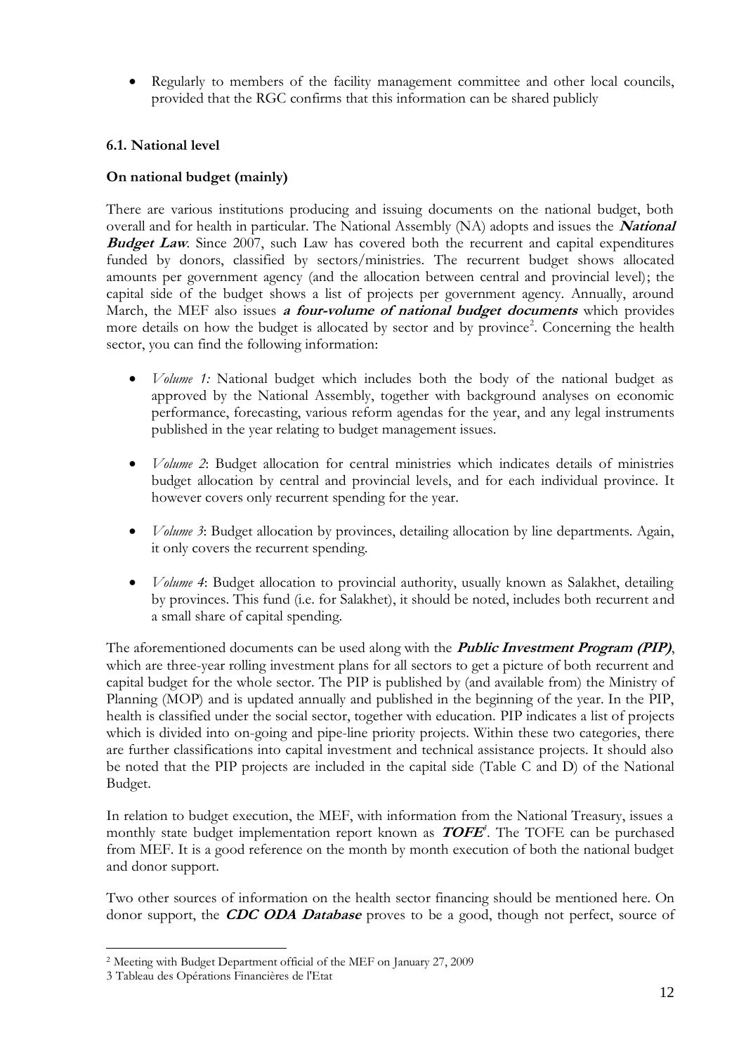- Regularly to members of the facility management committee and other local councils, provided that the RGC confirms that this information can be shared publicly

### 6.1. National level

**On national budget (mainly)**

There are various institutions producing and issuing documents on the national budget, both overall and for health in particular. The National Assembly (NA) adopts and issues the ***National Budget Law***. Since 2007, such Law has covered both the recurrent and capital expenditures funded by donors, classified by sectors/ministries. The recurrent budget shows allocated amounts per government agency (and the allocation between central and provincial level); the capital side of the budget shows a list of projects per government agency. Annually, around March, the MEF also issues ***a four-volume of national budget documents*** which provides more details on how the budget is allocated by sector and by province[2]. Concerning the health sector, you can find the following information:

- *Volume 1:* National budget which includes both the body of the national budget as approved by the National Assembly, together with background analyses on economic performance, forecasting, various reform agendas for the year, and any legal instruments published in the year relating to budget management issues.

- *Volume 2*: Budget allocation for central ministries which indicates details of ministries budget allocation by central and provincial levels, and for each individual province. It however covers only recurrent spending for the year.

- *Volume 3*: Budget allocation by provinces, detailing allocation by line departments. Again, it only covers the recurrent spending.

- *Volume 4*: Budget allocation to provincial authority, usually known as Salakhet, detailing by provinces. This fund (i.e. for Salakhet), it should be noted, includes both recurrent and a small share of capital spending.

The aforementioned documents can be used along with the ***Public Investment Program (PIP)***, which are three-year rolling investment plans for all sectors to get a picture of both recurrent and capital budget for the whole sector. The PIP is published by (and available from) the Ministry of Planning (MOP) and is updated annually and published in the beginning of the year. In the PIP, health is classified under the social sector, together with education. PIP indicates a list of projects which is divided into on-going and pipe-line priority projects. Within these two categories, there are further classifications into capital investment and technical assistance projects. It should also be noted that the PIP projects are included in the capital side (Table C and D) of the National Budget.

In relation to budget execution, the MEF, with information from the National Treasury, issues a monthly state budget implementation report known as ***TOFE***[3]. The TOFE can be purchased from MEF. It is a good reference on the month by month execution of both the national budget and donor support.

Two other sources of information on the health sector financing should be mentioned here. On donor support, the ***CDC ODA Database*** proves to be a good, though not perfect, source of

---

[2] Meeting with Budget Department official of the MEF on January 27, 2009

[3] Tableau des Opérations Financières de l'Etat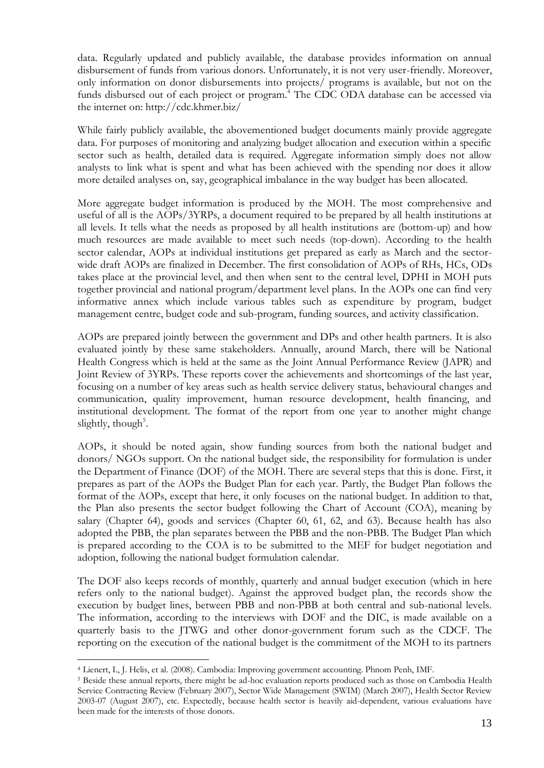data. Regularly updated and publicly available, the database provides information on annual disbursement of funds from various donors. Unfortunately, it is not very user-friendly. Moreover, only information on donor disbursements into projects/ programs is available, but not on the funds disbursed out of each project or program.[4] The CDC ODA database can be accessed via the internet on: http://cdc.khmer.biz/

While fairly publicly available, the abovementioned budget documents mainly provide aggregate data. For purposes of monitoring and analyzing budget allocation and execution within a specific sector such as health, detailed data is required. Aggregate information simply does not allow analysts to link what is spent and what has been achieved with the spending nor does it allow more detailed analyses on, say, geographical imbalance in the way budget has been allocated.

More aggregate budget information is produced by the MOH. The most comprehensive and useful of all is the AOPs/3YRPs, a document required to be prepared by all health institutions at all levels. It tells what the needs as proposed by all health institutions are (bottom-up) and how much resources are made available to meet such needs (top-down). According to the health sector calendar, AOPs at individual institutions get prepared as early as March and the sector-wide draft AOPs are finalized in December. The first consolidation of AOPs of RHs, HCs, ODs takes place at the provincial level, and then when sent to the central level, DPHI in MOH puts together provincial and national program/department level plans. In the AOPs one can find very informative annex which include various tables such as expenditure by program, budget management centre, budget code and sub-program, funding sources, and activity classification.

AOPs are prepared jointly between the government and DPs and other health partners. It is also evaluated jointly by these same stakeholders. Annually, around March, there will be National Health Congress which is held at the same as the Joint Annual Performance Review (JAPR) and Joint Review of 3YRPs. These reports cover the achievements and shortcomings of the last year, focusing on a number of key areas such as health service delivery status, behavioural changes and communication, quality improvement, human resource development, health financing, and institutional development. The format of the report from one year to another might change slightly, though[5].

AOPs, it should be noted again, show funding sources from both the national budget and donors/ NGOs support. On the national budget side, the responsibility for formulation is under the Department of Finance (DOF) of the MOH. There are several steps that this is done. First, it prepares as part of the AOPs the Budget Plan for each year. Partly, the Budget Plan follows the format of the AOPs, except that here, it only focuses on the national budget. In addition to that, the Plan also presents the sector budget following the Chart of Account (COA), meaning by salary (Chapter 64), goods and services (Chapter 60, 61, 62, and 63). Because health has also adopted the PBB, the plan separates between the PBB and the non-PBB. The Budget Plan which is prepared according to the COA is to be submitted to the MEF for budget negotiation and adoption, following the national budget formulation calendar.

The DOF also keeps records of monthly, quarterly and annual budget execution (which in here refers only to the national budget). Against the approved budget plan, the records show the execution by budget lines, between PBB and non-PBB at both central and sub-national levels. The information, according to the interviews with DOF and the DIC, is made available on a quarterly basis to the JTWG and other donor-government forum such as the CDCF. The reporting on the execution of the national budget is the commitment of the MOH to its partners

---

[4] Lienert, I., J. Helis, et al. (2008). Cambodia: Improving government accounting. Phnom Penh, IMF.

[5] Beside these annual reports, there might be ad-hoc evaluation reports produced such as those on Cambodia Health Service Contracting Review (February 2007), Sector Wide Management (SWIM) (March 2007), Health Sector Review 2003-07 (August 2007), etc. Expectedly, because health sector is heavily aid-dependent, various evaluations have been made for the interests of those donors.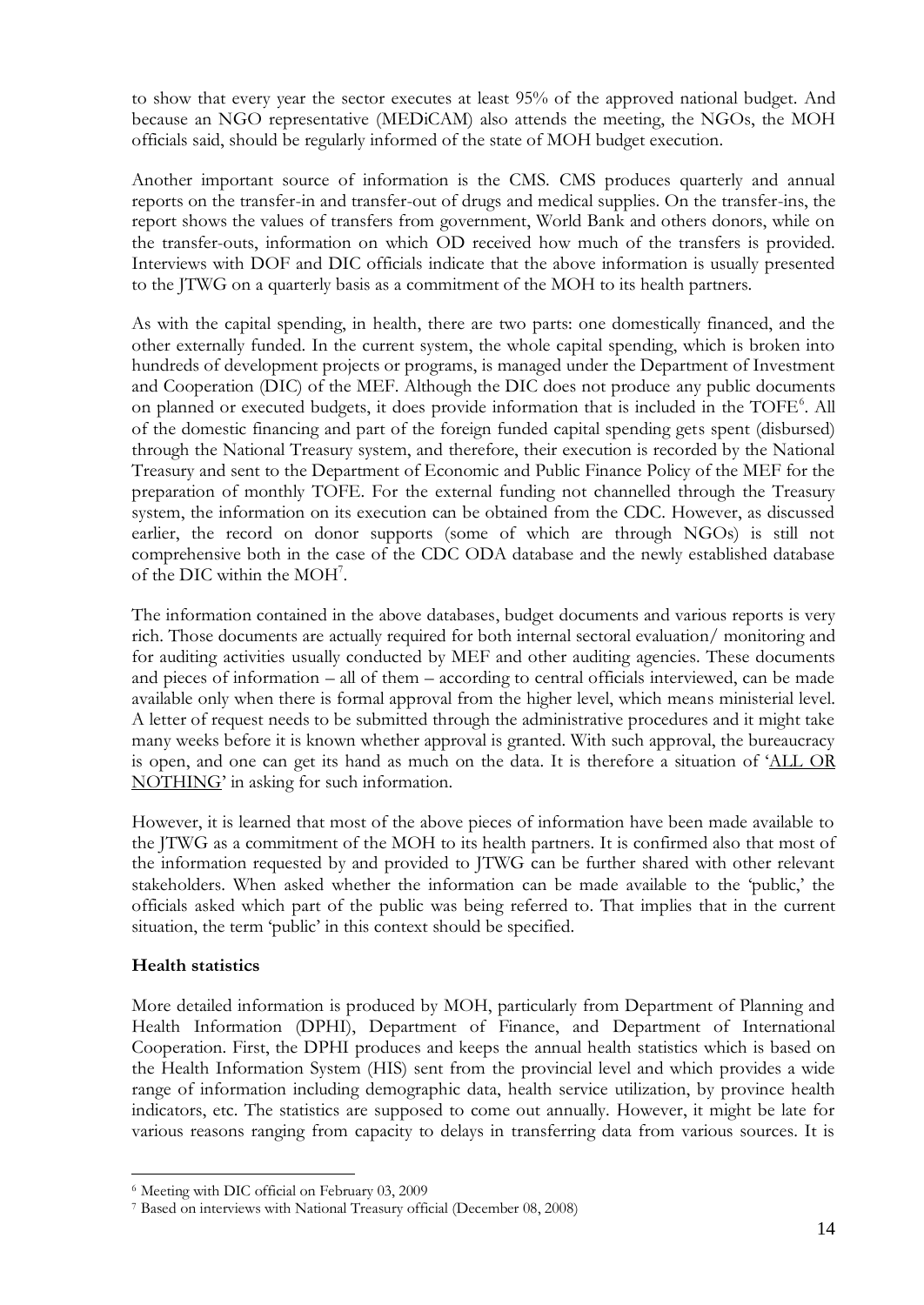to show that every year the sector executes at least 95% of the approved national budget. And because an NGO representative (MEDiCAM) also attends the meeting, the NGOs, the MOH officials said, should be regularly informed of the state of MOH budget execution.

Another important source of information is the CMS. CMS produces quarterly and annual reports on the transfer-in and transfer-out of drugs and medical supplies. On the transfer-ins, the report shows the values of transfers from government, World Bank and others donors, while on the transfer-outs, information on which OD received how much of the transfers is provided. Interviews with DOF and DIC officials indicate that the above information is usually presented to the JTWG on a quarterly basis as a commitment of the MOH to its health partners.

As with the capital spending, in health, there are two parts: one domestically financed, and the other externally funded. In the current system, the whole capital spending, which is broken into hundreds of development projects or programs, is managed under the Department of Investment and Cooperation (DIC) of the MEF. Although the DIC does not produce any public documents on planned or executed budgets, it does provide information that is included in the TOFE[6]. All of the domestic financing and part of the foreign funded capital spending gets spent (disbursed) through the National Treasury system, and therefore, their execution is recorded by the National Treasury and sent to the Department of Economic and Public Finance Policy of the MEF for the preparation of monthly TOFE. For the external funding not channelled through the Treasury system, the information on its execution can be obtained from the CDC. However, as discussed earlier, the record on donor supports (some of which are through NGOs) is still not comprehensive both in the case of the CDC ODA database and the newly established database of the DIC within the MOH[7].

The information contained in the above databases, budget documents and various reports is very rich. Those documents are actually required for both internal sectoral evaluation/ monitoring and for auditing activities usually conducted by MEF and other auditing agencies. These documents and pieces of information – all of them – according to central officials interviewed, can be made available only when there is formal approval from the higher level, which means ministerial level. A letter of request needs to be submitted through the administrative procedures and it might take many weeks before it is known whether approval is granted. With such approval, the bureaucracy is open, and one can get its hand as much on the data. It is therefore a situation of '<u>ALL OR NOTHING</u>' in asking for such information.

However, it is learned that most of the above pieces of information have been made available to the JTWG as a commitment of the MOH to its health partners. It is confirmed also that most of the information requested by and provided to JTWG can be further shared with other relevant stakeholders. When asked whether the information can be made available to the 'public,' the officials asked which part of the public was being referred to. That implies that in the current situation, the term 'public' in this context should be specified.

**Health statistics**

More detailed information is produced by MOH, particularly from Department of Planning and Health Information (DPHI), Department of Finance, and Department of International Cooperation. First, the DPHI produces and keeps the annual health statistics which is based on the Health Information System (HIS) sent from the provincial level and which provides a wide range of information including demographic data, health service utilization, by province health indicators, etc. The statistics are supposed to come out annually. However, it might be late for various reasons ranging from capacity to delays in transferring data from various sources. It is

[6] Meeting with DIC official on February 03, 2009

[7] Based on interviews with National Treasury official (December 08, 2008)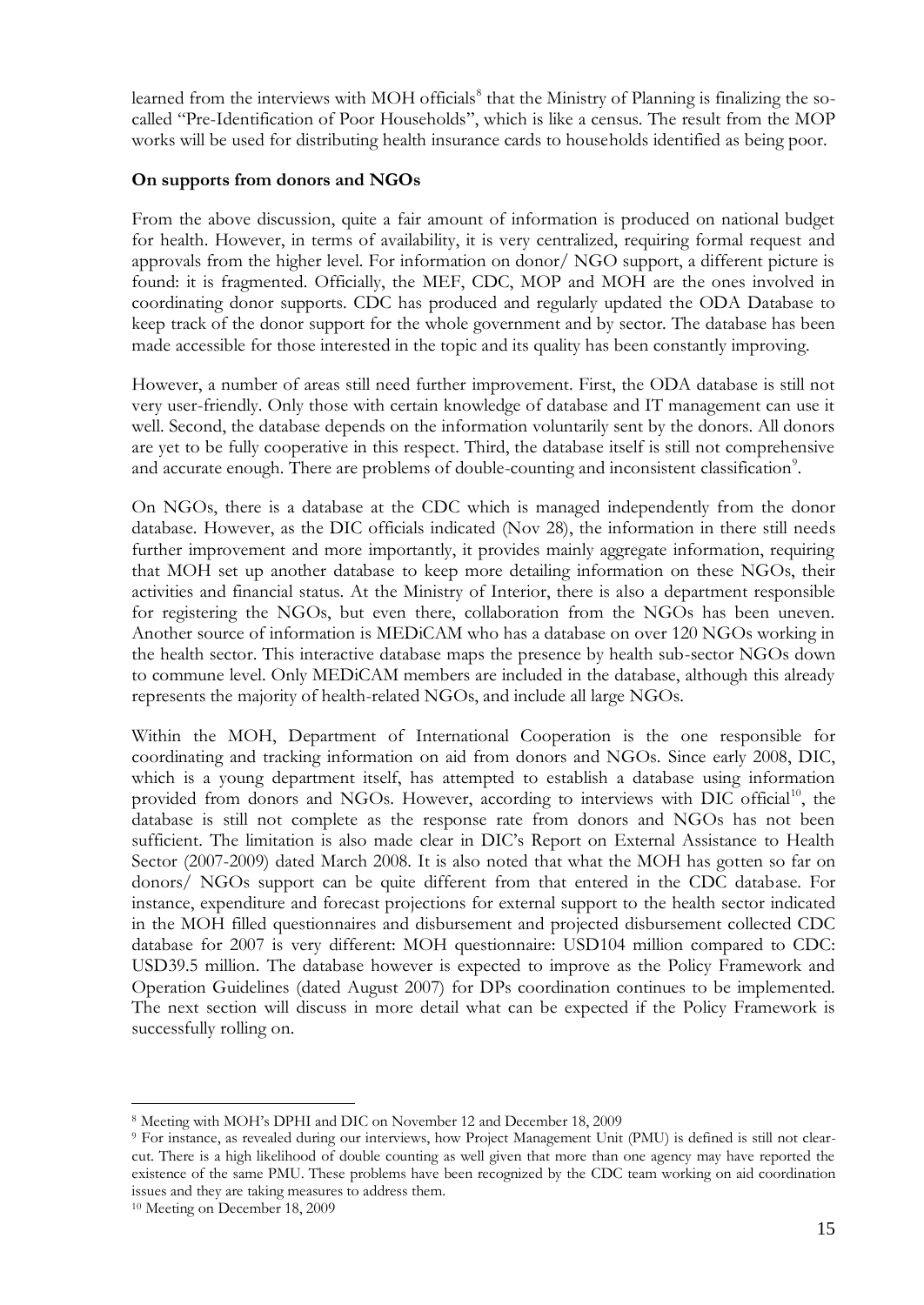learned from the interviews with MOH officials[8] that the Ministry of Planning is finalizing the so-called "Pre-Identification of Poor Households", which is like a census. The result from the MOP works will be used for distributing health insurance cards to households identified as being poor.

**On supports from donors and NGOs**

From the above discussion, quite a fair amount of information is produced on national budget for health. However, in terms of availability, it is very centralized, requiring formal request and approvals from the higher level. For information on donor/ NGO support, a different picture is found: it is fragmented. Officially, the MEF, CDC, MOP and MOH are the ones involved in coordinating donor supports. CDC has produced and regularly updated the ODA Database to keep track of the donor support for the whole government and by sector. The database has been made accessible for those interested in the topic and its quality has been constantly improving.

However, a number of areas still need further improvement. First, the ODA database is still not very user-friendly. Only those with certain knowledge of database and IT management can use it well. Second, the database depends on the information voluntarily sent by the donors. All donors are yet to be fully cooperative in this respect. Third, the database itself is still not comprehensive and accurate enough. There are problems of double-counting and inconsistent classification[9].

On NGOs, there is a database at the CDC which is managed independently from the donor database. However, as the DIC officials indicated (Nov 28), the information in there still needs further improvement and more importantly, it provides mainly aggregate information, requiring that MOH set up another database to keep more detailing information on these NGOs, their activities and financial status. At the Ministry of Interior, there is also a department responsible for registering the NGOs, but even there, collaboration from the NGOs has been uneven. Another source of information is MEDiCAM who has a database on over 120 NGOs working in the health sector. This interactive database maps the presence by health sub-sector NGOs down to commune level. Only MEDiCAM members are included in the database, although this already represents the majority of health-related NGOs, and include all large NGOs.

Within the MOH, Department of International Cooperation is the one responsible for coordinating and tracking information on aid from donors and NGOs. Since early 2008, DIC, which is a young department itself, has attempted to establish a database using information provided from donors and NGOs. However, according to interviews with DIC official[10], the database is still not complete as the response rate from donors and NGOs has not been sufficient. The limitation is also made clear in DIC's Report on External Assistance to Health Sector (2007-2009) dated March 2008. It is also noted that what the MOH has gotten so far on donors/ NGOs support can be quite different from that entered in the CDC database. For instance, expenditure and forecast projections for external support to the health sector indicated in the MOH filled questionnaires and disbursement and projected disbursement collected CDC database for 2007 is very different: MOH questionnaire: USD104 million compared to CDC: USD39.5 million. The database however is expected to improve as the Policy Framework and Operation Guidelines (dated August 2007) for DPs coordination continues to be implemented. The next section will discuss in more detail what can be expected if the Policy Framework is successfully rolling on.

---

[8] Meeting with MOH's DPHI and DIC on November 12 and December 18, 2009

[9] For instance, as revealed during our interviews, how Project Management Unit (PMU) is defined is still not clear-cut. There is a high likelihood of double counting as well given that more than one agency may have reported the existence of the same PMU. These problems have been recognized by the CDC team working on aid coordination issues and they are taking measures to address them.

[10] Meeting on December 18, 2009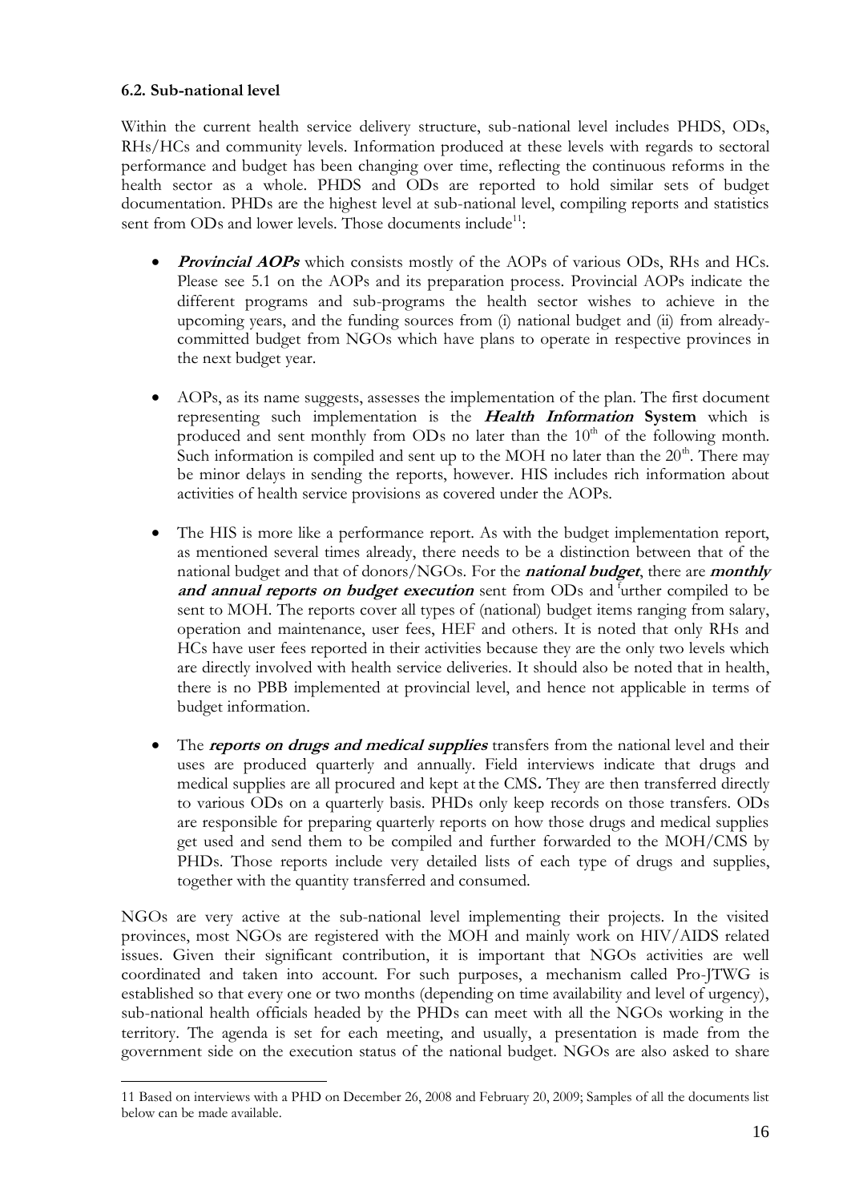### 6.2. Sub-national level

Within the current health service delivery structure, sub-national level includes PHDS, ODs, RHs/HCs and community levels. Information produced at these levels with regards to sectoral performance and budget has been changing over time, reflecting the continuous reforms in the health sector as a whole. PHDS and ODs are reported to hold similar sets of budget documentation. PHDs are the highest level at sub-national level, compiling reports and statistics sent from ODs and lower levels. Those documents include[11]:

- ***Provincial AOPs*** which consists mostly of the AOPs of various ODs, RHs and HCs. Please see 5.1 on the AOPs and its preparation process. Provincial AOPs indicate the different programs and sub-programs the health sector wishes to achieve in the upcoming years, and the funding sources from (i) national budget and (ii) from already-committed budget from NGOs which have plans to operate in respective provinces in the next budget year.

- AOPs, as its name suggests, assesses the implementation of the plan. The first document representing such implementation is the ***Health Information* System** which is produced and sent monthly from ODs no later than the 10th of the following month. Such information is compiled and sent up to the MOH no later than the 20th. There may be minor delays in sending the reports, however. HIS includes rich information about activities of health service provisions as covered under the AOPs.

- The HIS is more like a performance report. As with the budget implementation report, as mentioned several times already, there needs to be a distinction between that of the national budget and that of donors/NGOs. For the ***national budget***, there are ***monthly and annual reports on budget execution*** sent from ODs and further compiled to be sent to MOH. The reports cover all types of (national) budget items ranging from salary, operation and maintenance, user fees, HEF and others. It is noted that only RHs and HCs have user fees reported in their activities because they are the only two levels which are directly involved with health service deliveries. It should also be noted that in health, there is no PBB implemented at provincial level, and hence not applicable in terms of budget information.

- The ***reports on drugs and medical supplies*** transfers from the national level and their uses are produced quarterly and annually. Field interviews indicate that drugs and medical supplies are all procured and kept at the CMS. They are then transferred directly to various ODs on a quarterly basis. PHDs only keep records on those transfers. ODs are responsible for preparing quarterly reports on how those drugs and medical supplies get used and send them to be compiled and further forwarded to the MOH/CMS by PHDs. Those reports include very detailed lists of each type of drugs and supplies, together with the quantity transferred and consumed.

NGOs are very active at the sub-national level implementing their projects. In the visited provinces, most NGOs are registered with the MOH and mainly work on HIV/AIDS related issues. Given their significant contribution, it is important that NGOs activities are well coordinated and taken into account. For such purposes, a mechanism called Pro-JTWG is established so that every one or two months (depending on time availability and level of urgency), sub-national health officials headed by the PHDs can meet with all the NGOs working in the territory. The agenda is set for each meeting, and usually, a presentation is made from the government side on the execution status of the national budget. NGOs are also asked to share

---

11 Based on interviews with a PHD on December 26, 2008 and February 20, 2009; Samples of all the documents list below can be made available.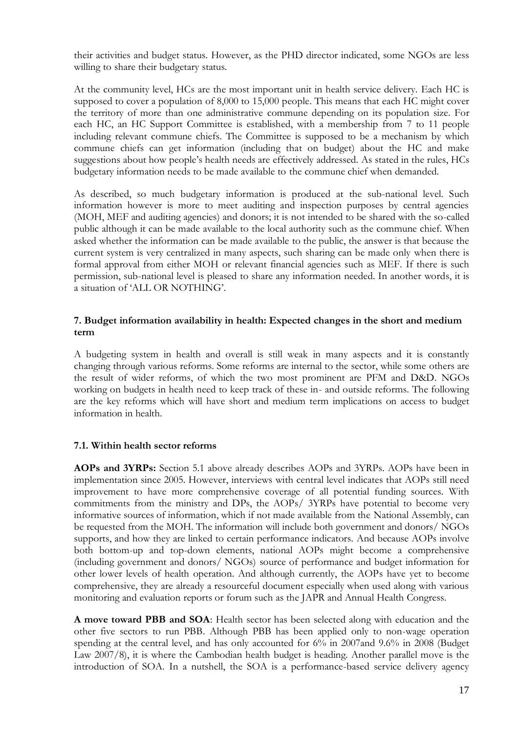their activities and budget status. However, as the PHD director indicated, some NGOs are less willing to share their budgetary status.

At the community level, HCs are the most important unit in health service delivery. Each HC is supposed to cover a population of 8,000 to 15,000 people. This means that each HC might cover the territory of more than one administrative commune depending on its population size. For each HC, an HC Support Committee is established, with a membership from 7 to 11 people including relevant commune chiefs. The Committee is supposed to be a mechanism by which commune chiefs can get information (including that on budget) about the HC and make suggestions about how people's health needs are effectively addressed. As stated in the rules, HCs budgetary information needs to be made available to the commune chief when demanded.

As described, so much budgetary information is produced at the sub-national level. Such information however is more to meet auditing and inspection purposes by central agencies (MOH, MEF and auditing agencies) and donors; it is not intended to be shared with the so-called public although it can be made available to the local authority such as the commune chief. When asked whether the information can be made available to the public, the answer is that because the current system is very centralized in many aspects, such sharing can be made only when there is formal approval from either MOH or relevant financial agencies such as MEF. If there is such permission, sub-national level is pleased to share any information needed. In another words, it is a situation of 'ALL OR NOTHING'.

## 7. Budget information availability in health: Expected changes in the short and medium term

A budgeting system in health and overall is still weak in many aspects and it is constantly changing through various reforms. Some reforms are internal to the sector, while some others are the result of wider reforms, of which the two most prominent are PFM and D&D. NGOs working on budgets in health need to keep track of these in- and outside reforms. The following are the key reforms which will have short and medium term implications on access to budget information in health.

### 7.1. Within health sector reforms

**AOPs and 3YRPs:** Section 5.1 above already describes AOPs and 3YRPs. AOPs have been in implementation since 2005. However, interviews with central level indicates that AOPs still need improvement to have more comprehensive coverage of all potential funding sources. With commitments from the ministry and DPs, the AOPs/ 3YRPs have potential to become very informative sources of information, which if not made available from the National Assembly, can be requested from the MOH. The information will include both government and donors/ NGOs supports, and how they are linked to certain performance indicators. And because AOPs involve both bottom-up and top-down elements, national AOPs might become a comprehensive (including government and donors/ NGOs) source of performance and budget information for other lower levels of health operation. And although currently, the AOPs have yet to become comprehensive, they are already a resourceful document especially when used along with various monitoring and evaluation reports or forum such as the JAPR and Annual Health Congress.

**A move toward PBB and SOA**: Health sector has been selected along with education and the other five sectors to run PBB. Although PBB has been applied only to non-wage operation spending at the central level, and has only accounted for 6% in 2007and 9.6% in 2008 (Budget Law 2007/8), it is where the Cambodian health budget is heading. Another parallel move is the introduction of SOA. In a nutshell, the SOA is a performance-based service delivery agency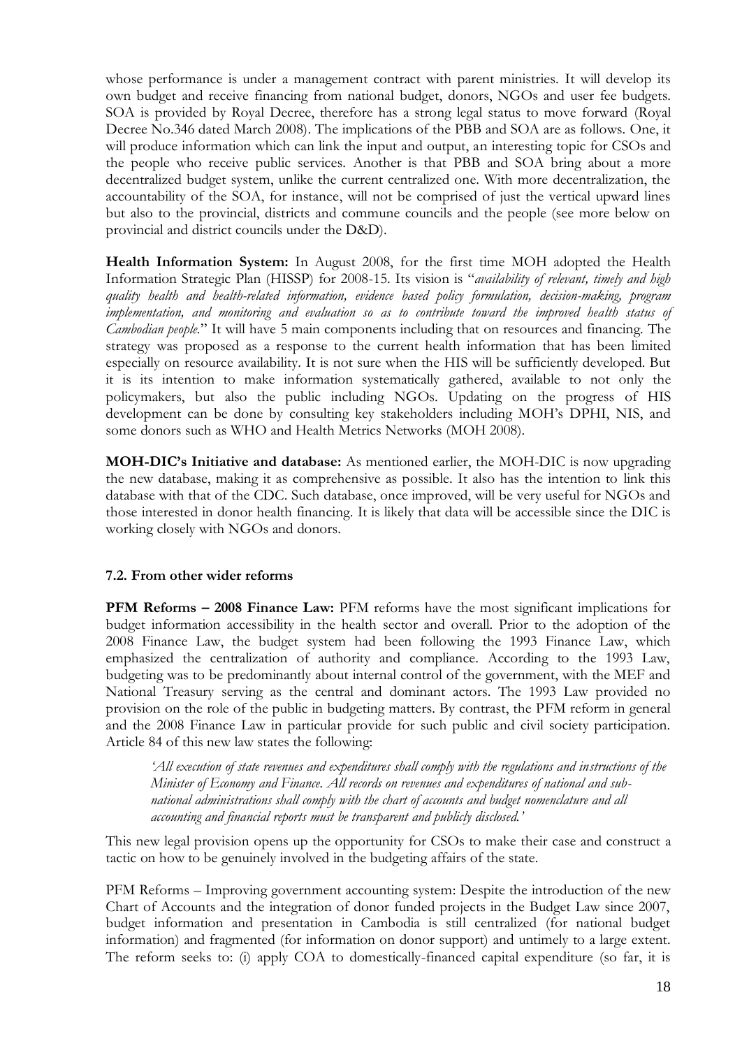whose performance is under a management contract with parent ministries. It will develop its own budget and receive financing from national budget, donors, NGOs and user fee budgets. SOA is provided by Royal Decree, therefore has a strong legal status to move forward (Royal Decree No.346 dated March 2008). The implications of the PBB and SOA are as follows. One, it will produce information which can link the input and output, an interesting topic for CSOs and the people who receive public services. Another is that PBB and SOA bring about a more decentralized budget system, unlike the current centralized one. With more decentralization, the accountability of the SOA, for instance, will not be comprised of just the vertical upward lines but also to the provincial, districts and commune councils and the people (see more below on provincial and district councils under the D&D).

**Health Information System:** In August 2008, for the first time MOH adopted the Health Information Strategic Plan (HISSP) for 2008-15. Its vision is "*availability of relevant, timely and high quality health and health-related information, evidence based policy formulation, decision-making, program implementation, and monitoring and evaluation so as to contribute toward the improved health status of Cambodian people.*" It will have 5 main components including that on resources and financing. The strategy was proposed as a response to the current health information that has been limited especially on resource availability. It is not sure when the HIS will be sufficiently developed. But it is its intention to make information systematically gathered, available to not only the policymakers, but also the public including NGOs. Updating on the progress of HIS development can be done by consulting key stakeholders including MOH's DPHI, NIS, and some donors such as WHO and Health Metrics Networks (MOH 2008).

**MOH-DIC's Initiative and database:** As mentioned earlier, the MOH-DIC is now upgrading the new database, making it as comprehensive as possible. It also has the intention to link this database with that of the CDC. Such database, once improved, will be very useful for NGOs and those interested in donor health financing. It is likely that data will be accessible since the DIC is working closely with NGOs and donors.

### 7.2. From other wider reforms

**PFM Reforms – 2008 Finance Law:** PFM reforms have the most significant implications for budget information accessibility in the health sector and overall. Prior to the adoption of the 2008 Finance Law, the budget system had been following the 1993 Finance Law, which emphasized the centralization of authority and compliance. According to the 1993 Law, budgeting was to be predominantly about internal control of the government, with the MEF and National Treasury serving as the central and dominant actors. The 1993 Law provided no provision on the role of the public in budgeting matters. By contrast, the PFM reform in general and the 2008 Finance Law in particular provide for such public and civil society participation. Article 84 of this new law states the following:

> *'All execution of state revenues and expenditures shall comply with the regulations and instructions of the Minister of Economy and Finance. All records on revenues and expenditures of national and sub-national administrations shall comply with the chart of accounts and budget nomenclature and all accounting and financial reports must be transparent and publicly disclosed.'*

This new legal provision opens up the opportunity for CSOs to make their case and construct a tactic on how to be genuinely involved in the budgeting affairs of the state.

PFM Reforms – Improving government accounting system: Despite the introduction of the new Chart of Accounts and the integration of donor funded projects in the Budget Law since 2007, budget information and presentation in Cambodia is still centralized (for national budget information) and fragmented (for information on donor support) and untimely to a large extent. The reform seeks to: (i) apply COA to domestically-financed capital expenditure (so far, it is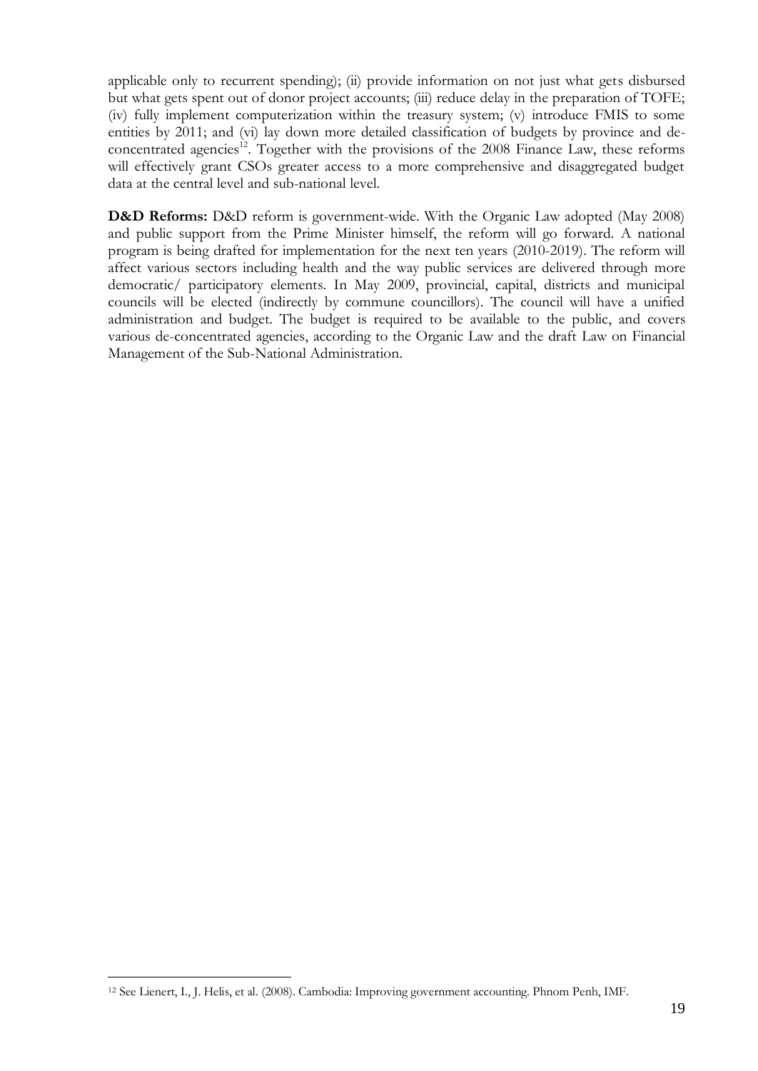applicable only to recurrent spending); (ii) provide information on not just what gets disbursed but what gets spent out of donor project accounts; (iii) reduce delay in the preparation of TOFE; (iv) fully implement computerization within the treasury system; (v) introduce FMIS to some entities by 2011; and (vi) lay down more detailed classification of budgets by province and de-concentrated agencies[12]. Together with the provisions of the 2008 Finance Law, these reforms will effectively grant CSOs greater access to a more comprehensive and disaggregated budget data at the central level and sub-national level.

**D&D Reforms:** D&D reform is government-wide. With the Organic Law adopted (May 2008) and public support from the Prime Minister himself, the reform will go forward. A national program is being drafted for implementation for the next ten years (2010-2019). The reform will affect various sectors including health and the way public services are delivered through more democratic/ participatory elements. In May 2009, provincial, capital, districts and municipal councils will be elected (indirectly by commune councillors). The council will have a unified administration and budget. The budget is required to be available to the public, and covers various de-concentrated agencies, according to the Organic Law and the draft Law on Financial Management of the Sub-National Administration.

[12] See Lienert, I., J. Helis, et al. (2008). Cambodia: Improving government accounting. Phnom Penh, IMF.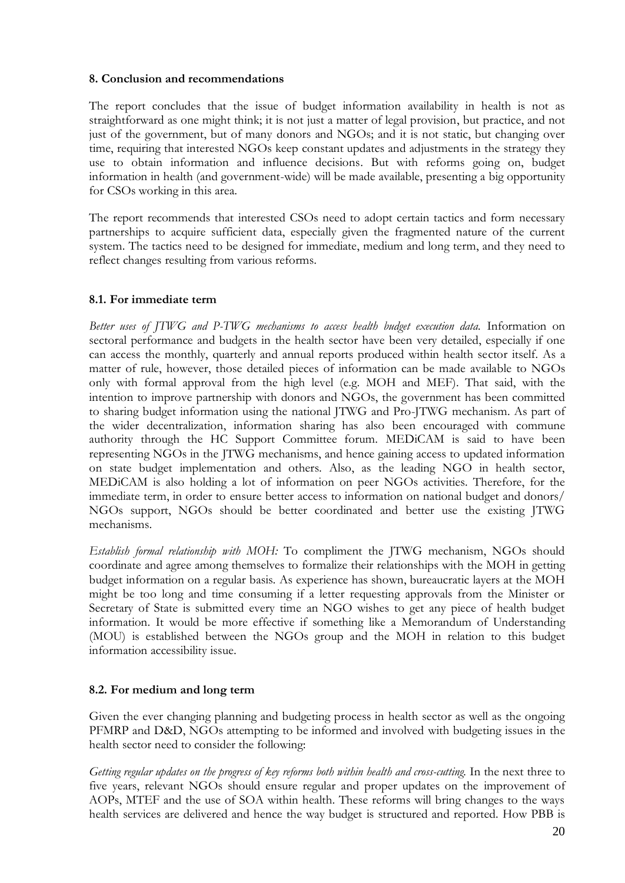## 8. Conclusion and recommendations

The report concludes that the issue of budget information availability in health is not as straightforward as one might think; it is not just a matter of legal provision, but practice, and not just of the government, but of many donors and NGOs; and it is not static, but changing over time, requiring that interested NGOs keep constant updates and adjustments in the strategy they use to obtain information and influence decisions. But with reforms going on, budget information in health (and government-wide) will be made available, presenting a big opportunity for CSOs working in this area.

The report recommends that interested CSOs need to adopt certain tactics and form necessary partnerships to acquire sufficient data, especially given the fragmented nature of the current system. The tactics need to be designed for immediate, medium and long term, and they need to reflect changes resulting from various reforms.

### 8.1. For immediate term

*Better uses of JTWG and P-TWG mechanisms to access health budget execution data.* Information on sectoral performance and budgets in the health sector have been very detailed, especially if one can access the monthly, quarterly and annual reports produced within health sector itself. As a matter of rule, however, those detailed pieces of information can be made available to NGOs only with formal approval from the high level (e.g. MOH and MEF). That said, with the intention to improve partnership with donors and NGOs, the government has been committed to sharing budget information using the national JTWG and Pro-JTWG mechanism. As part of the wider decentralization, information sharing has also been encouraged with commune authority through the HC Support Committee forum. MEDiCAM is said to have been representing NGOs in the JTWG mechanisms, and hence gaining access to updated information on state budget implementation and others. Also, as the leading NGO in health sector, MEDiCAM is also holding a lot of information on peer NGOs activities. Therefore, for the immediate term, in order to ensure better access to information on national budget and donors/ NGOs support, NGOs should be better coordinated and better use the existing JTWG mechanisms.

*Establish formal relationship with MOH:* To compliment the JTWG mechanism, NGOs should coordinate and agree among themselves to formalize their relationships with the MOH in getting budget information on a regular basis. As experience has shown, bureaucratic layers at the MOH might be too long and time consuming if a letter requesting approvals from the Minister or Secretary of State is submitted every time an NGO wishes to get any piece of health budget information. It would be more effective if something like a Memorandum of Understanding (MOU) is established between the NGOs group and the MOH in relation to this budget information accessibility issue.

### 8.2. For medium and long term

Given the ever changing planning and budgeting process in health sector as well as the ongoing PFMRP and D&D, NGOs attempting to be informed and involved with budgeting issues in the health sector need to consider the following:

*Getting regular updates on the progress of key reforms both within health and cross-cutting.* In the next three to five years, relevant NGOs should ensure regular and proper updates on the improvement of AOPs, MTEF and the use of SOA within health. These reforms will bring changes to the ways health services are delivered and hence the way budget is structured and reported. How PBB is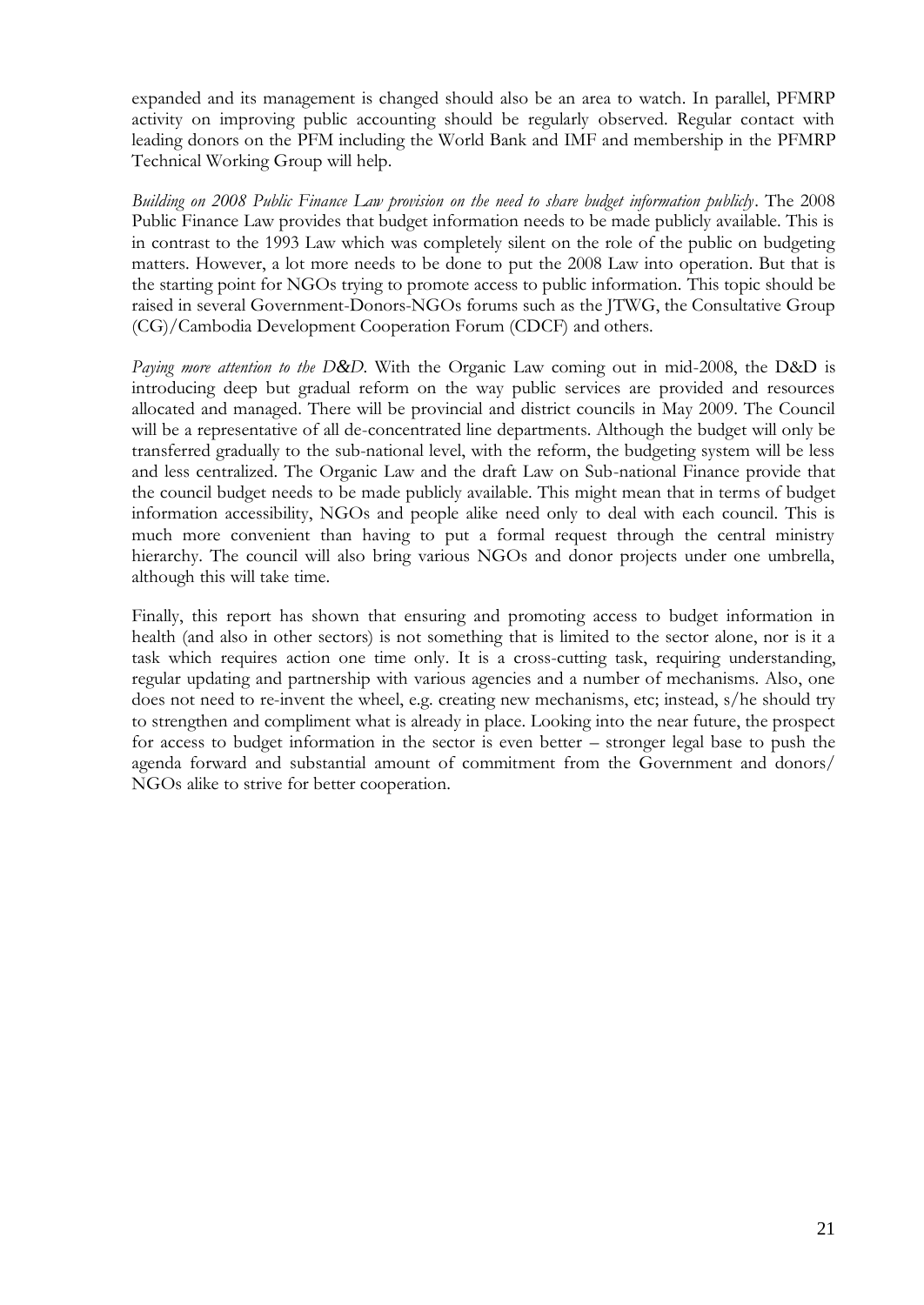expanded and its management is changed should also be an area to watch. In parallel, PFMRP activity on improving public accounting should be regularly observed. Regular contact with leading donors on the PFM including the World Bank and IMF and membership in the PFMRP Technical Working Group will help.

*Building on 2008 Public Finance Law provision on the need to share budget information publicly*. The 2008 Public Finance Law provides that budget information needs to be made publicly available. This is in contrast to the 1993 Law which was completely silent on the role of the public on budgeting matters. However, a lot more needs to be done to put the 2008 Law into operation. But that is the starting point for NGOs trying to promote access to public information. This topic should be raised in several Government-Donors-NGOs forums such as the JTWG, the Consultative Group (CG)/Cambodia Development Cooperation Forum (CDCF) and others.

*Paying more attention to the D&D*. With the Organic Law coming out in mid-2008, the D&D is introducing deep but gradual reform on the way public services are provided and resources allocated and managed. There will be provincial and district councils in May 2009. The Council will be a representative of all de-concentrated line departments. Although the budget will only be transferred gradually to the sub-national level, with the reform, the budgeting system will be less and less centralized. The Organic Law and the draft Law on Sub-national Finance provide that the council budget needs to be made publicly available. This might mean that in terms of budget information accessibility, NGOs and people alike need only to deal with each council. This is much more convenient than having to put a formal request through the central ministry hierarchy. The council will also bring various NGOs and donor projects under one umbrella, although this will take time.

Finally, this report has shown that ensuring and promoting access to budget information in health (and also in other sectors) is not something that is limited to the sector alone, nor is it a task which requires action one time only. It is a cross-cutting task, requiring understanding, regular updating and partnership with various agencies and a number of mechanisms. Also, one does not need to re-invent the wheel, e.g. creating new mechanisms, etc; instead, s/he should try to strengthen and compliment what is already in place. Looking into the near future, the prospect for access to budget information in the sector is even better – stronger legal base to push the agenda forward and substantial amount of commitment from the Government and donors/ NGOs alike to strive for better cooperation.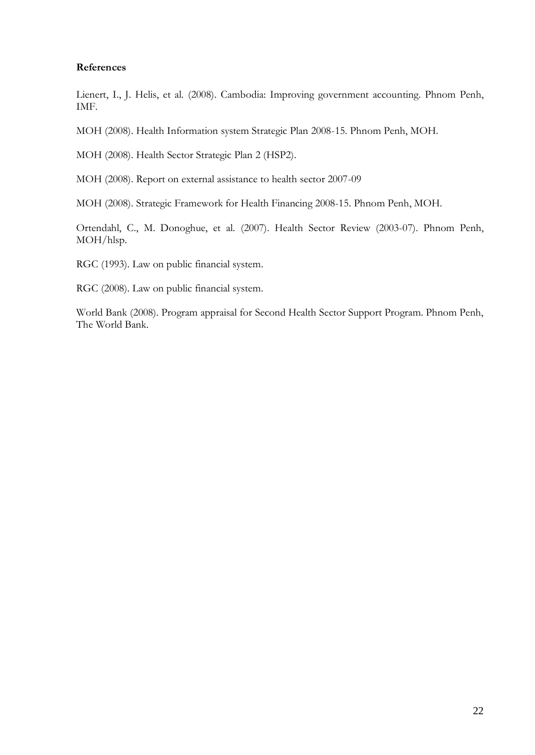**References**

Lienert, I., J. Helis, et al. (2008). Cambodia: Improving government accounting. Phnom Penh, IMF.

MOH (2008). Health Information system Strategic Plan 2008-15. Phnom Penh, MOH.

MOH (2008). Health Sector Strategic Plan 2 (HSP2).

MOH (2008). Report on external assistance to health sector 2007-09

MOH (2008). Strategic Framework for Health Financing 2008-15. Phnom Penh, MOH.

Ortendahl, C., M. Donoghue, et al. (2007). Health Sector Review (2003-07). Phnom Penh, MOH/hlsp.

RGC (1993). Law on public financial system.

RGC (2008). Law on public financial system.

World Bank (2008). Program appraisal for Second Health Sector Support Program. Phnom Penh, The World Bank.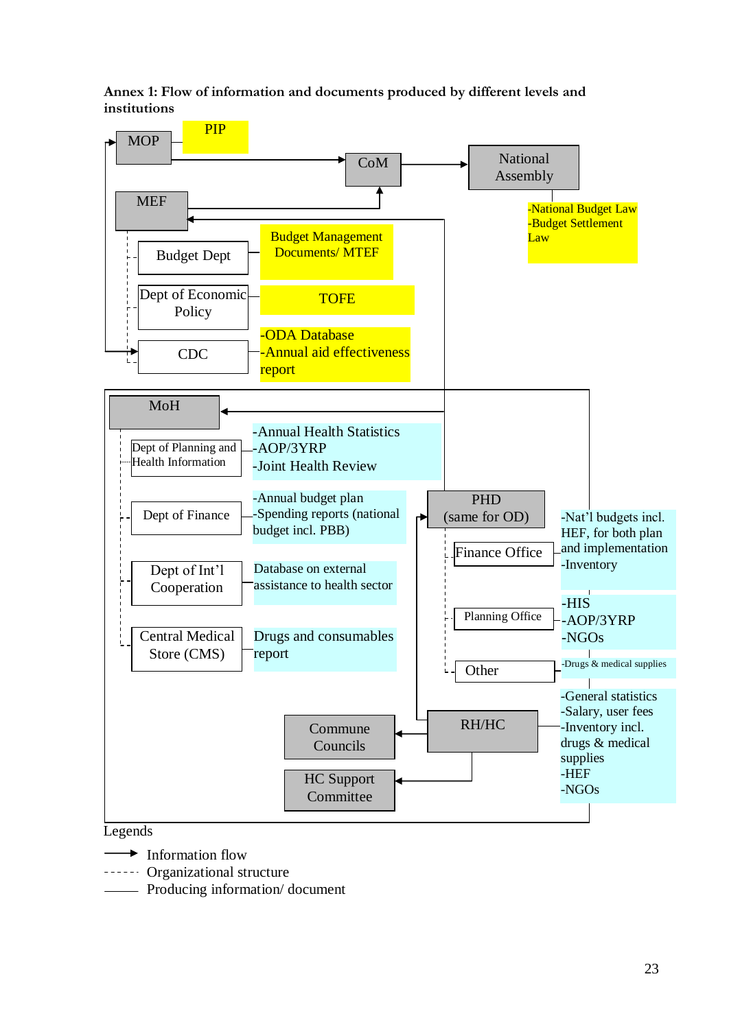**Annex 1: Flow of information and documents produced by different levels and institutions**

MOP — PIP

CoM

National Assembly — -National Budget Law -Budget Settlement Law

MEF

Budget Dept — Budget Management Documents/ MTEF

Dept of Economic Policy — TOFE

CDC — -ODA Database -Annual aid effectiveness report

MoH

Dept of Planning and Health Information — -Annual Health Statistics -AOP/3YRP -Joint Health Review

Dept of Finance — -Annual budget plan -Spending reports (national budget incl. PBB)

Dept of Int'l Cooperation — Database on external assistance to health sector

Central Medical Store (CMS) — Drugs and consumables report

PHD (same for OD)

Finance Office — -Nat'l budgets incl. HEF, for both plan and implementation -Inventory

Planning Office — -HIS -AOP/3YRP -NGOs

Other — -Drugs & medical supplies

RH/HC — -General statistics -Salary, user fees -Inventory incl. drugs & medical supplies -HEF -NGOs

Commune Councils

HC Support Committee

Legends

⟶ Information flow

------ Organizational structure

—— Producing information/ document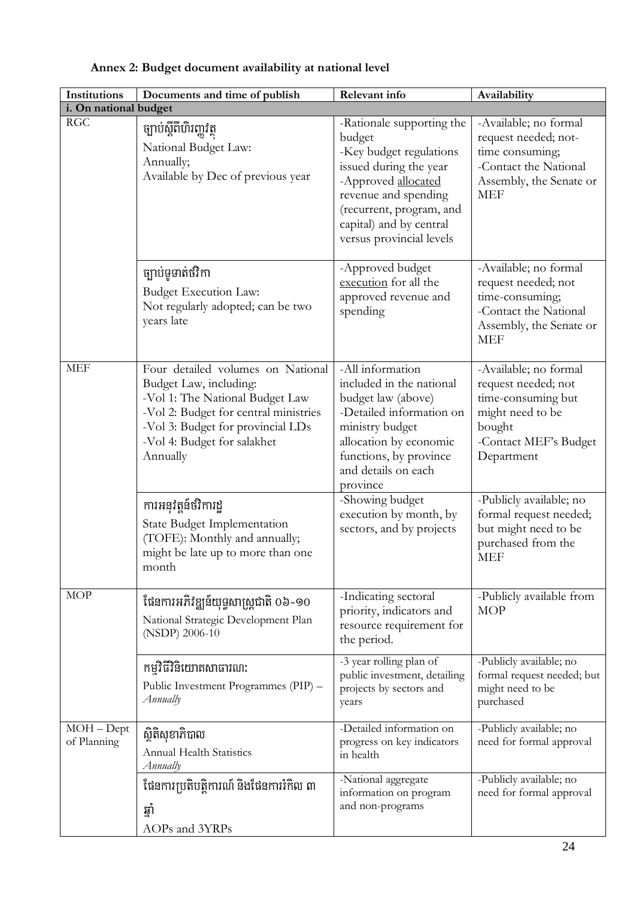**Annex 2: Budget document availability at national level**

| Institutions | Documents and time of publish | Relevant info | Availability |
|---|---|---|---|
| **i. On national budget** | | | |
| RGC | ច្បាប់ស្តីពីហិរញ្ញវត្ថុ<br>National Budget Law:<br>Annually;<br>Available by Dec of previous year | -Rationale supporting the budget<br>-Key budget regulations issued during the year<br>-Approved allocated revenue and spending (recurrent, program, and capital) and by central versus provincial levels | -Available; no formal request needed; not-time consuming;<br>-Contact the National Assembly, the Senate or MEF |
| | ច្បាប់ទូទាត់ថវិកា<br>Budget Execution Law:<br>Not regularly adopted; can be two years late | -Approved budget execution for all the approved revenue and spending | -Available; no formal request needed; not time-consuming;<br>-Contact the National Assembly, the Senate or MEF |
| MEF | Four detailed volumes on National Budget Law, including:<br>-Vol 1: The National Budget Law<br>-Vol 2: Budget for central ministries<br>-Vol 3: Budget for provincial LDs<br>-Vol 4: Budget for salakhet<br>Annually | -All information included in the national budget law (above)<br>-Detailed information on ministry budget allocation by economic functions, by province and details on each province | -Available; no formal request needed; not time-consuming but might need to be bought<br>-Contact MEF's Budget Department |
| | ការអនុវត្តន៍ថវិការដ្ឋ<br>State Budget Implementation (TOFE): Monthly and annually; might be late up to more than one month | -Showing budget execution by month, by sectors, and by projects | -Publicly available; no formal request needed; but might need to be purchased from the MEF |
| MOP | ផែនការអភិវឌ្ឍន៍យុទ្ធសាស្រ្តជាតិ ០៦-១០<br>National Strategic Development Plan (NSDP) 2006-10 | -Indicating sectoral priority, indicators and resource requirement for the period. | -Publicly available from MOP |
| | កម្មវិធីវិនិយោគសាធារណៈ<br>Public Investment Programmes (PIP) – *Annually* | -3 year rolling plan of public investment, detailing projects by sectors and years | -Publicly available; no formal request needed; but might need to be purchased |
| MOH – Dept of Planning | ស្ថិតិសុខាភិបាល<br>Annual Health Statistics<br>*Annually* | -Detailed information on progress on key indicators in health | -Publicly available; no need for formal approval |
| | ផែនការប្រតិបត្តិការណ៍ និងផែនការរំកិល ៣ ឆ្នាំ<br>AOPs and 3YRPs | -National aggregate information on program and non-programs | -Publicly available; no need for formal approval |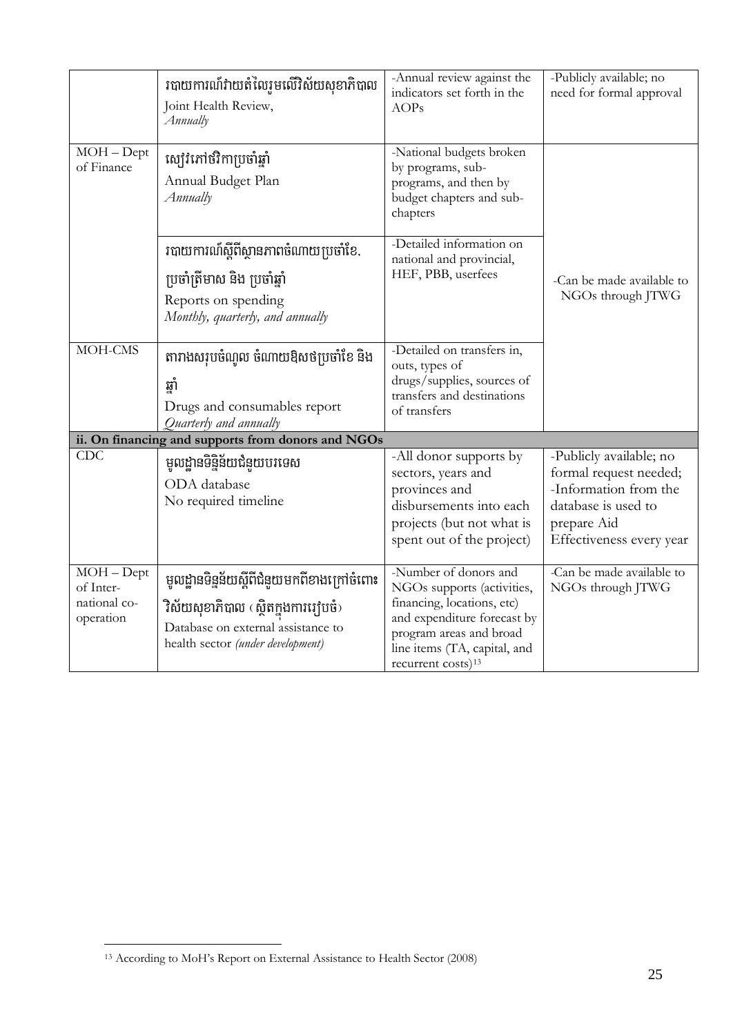| | | | |
|---|---|---|---|
| | របាយការណ៍វាយតំលៃរួមលើវិស័យសុខាភិបាល<br>Joint Health Review,<br>*Annually* | -Annual review against the indicators set forth in the AOPs | -Publicly available; no need for formal approval |
| MOH – Dept of Finance | សៀវភៅថវិកាប្រចាំឆ្នាំ<br>Annual Budget Plan<br>*Annually* | -National budgets broken by programs, sub-programs, and then by budget chapters and sub-chapters | -Can be made available to NGOs through JTWG |
| | របាយការណ៍ស្តីពីស្ថានភាពចំណាយប្រចាំខែ, ប្រចាំត្រីមាស និង ប្រចាំឆ្នាំ<br>Reports on spending<br>*Monthly, quarterly, and annually* | -Detailed information on national and provincial, HEF, PBB, userfees | |
| MOH-CMS | តារាងសរុបចំណូល ចំណាយឱសថប្រចាំខែ និង ឆ្នាំ<br>Drugs and consumables report<br>*Quarterly and annually* | -Detailed on transfers in, outs, types of drugs/supplies, sources of transfers and destinations of transfers | |
| **ii. On financing and supports from donors and NGOs** | | | |
| CDC | មូលដ្ឋានទិន្និន័យជំនួយបរទេស<br>ODA database<br>No required timeline | -All donor supports by sectors, years and provinces and disbursements into each projects (but not what is spent out of the project) | -Publicly available; no formal request needed;<br>-Information from the database is used to prepare Aid Effectiveness every year |
| MOH – Dept of Inter-national co-operation | មូលដ្ឋានទិន្នន័យស្តីពីជំនួយមកពីខាងក្រៅចំពោះវិស័យសុខាភិបាល (ស្ថិតក្នុងការរៀបចំ)<br>Database on external assistance to health sector *(under development)* | -Number of donors and NGOs supports (activities, financing, locations, etc) and expenditure forecast by program areas and broad line items (TA, capital, and recurrent costs)[13] | -Can be made available to NGOs through JTWG |

[13] According to MoH's Report on External Assistance to Health Sector (2008)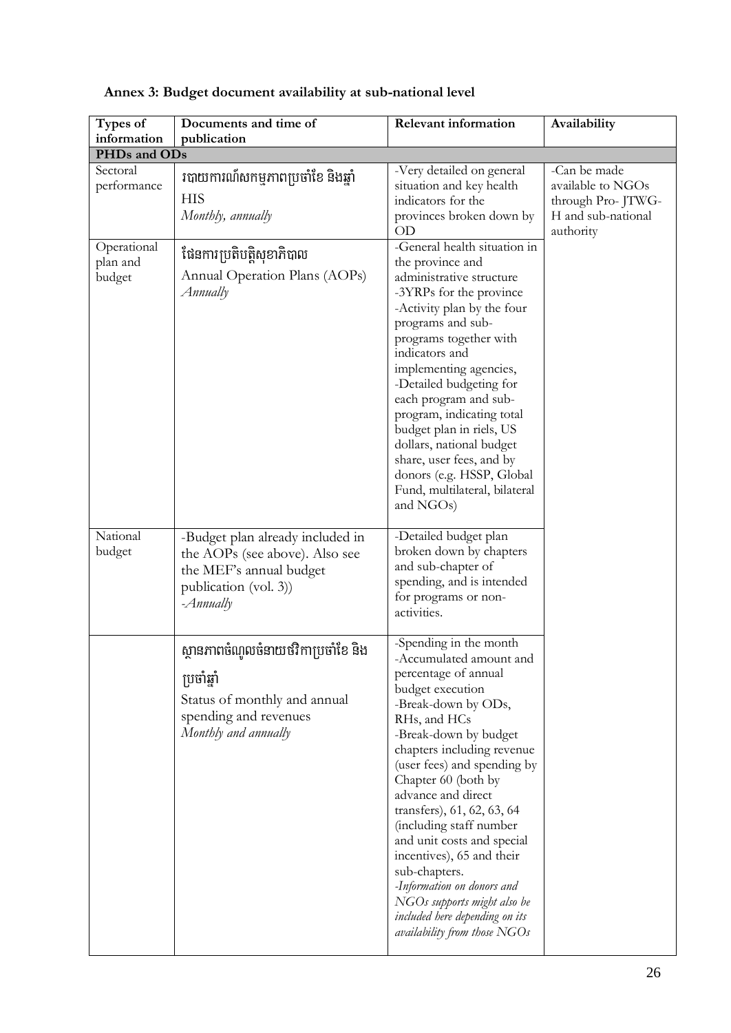**Annex 3: Budget document availability at sub-national level**

| Types of information | Documents and time of publication | Relevant information | Availability |
|---|---|---|---|
| **PHDs and ODs** | | | |
| Sectoral performance | របាយការណ៍សកម្មភាពប្រចាំខែ និងឆ្នាំ HIS *Monthly, annually* | -Very detailed on general situation and key health indicators for the provinces broken down by OD | -Can be made available to NGOs through Pro- JTWG-H and sub-national authority |
| Operational plan and budget | ផែនការប្រតិបត្តិសុខាភិបាល Annual Operation Plans (AOPs) *Annually* | -General health situation in the province and administrative structure<br>-3YRPs for the province<br>-Activity plan by the four programs and sub-programs together with indicators and implementing agencies,<br>-Detailed budgeting for each program and sub-program, indicating total budget plan in riels, US dollars, national budget share, user fees, and by donors (e.g. HSSP, Global Fund, multilateral, bilateral and NGOs) | |
| National budget | -Budget plan already included in the AOPs (see above). Also see the MEF's annual budget publication (vol. 3))<br>*-Annually* | -Detailed budget plan broken down by chapters and sub-chapter of spending, and is intended for programs or non-activities. | |
| | ស្ថានភាពចំណូលចំណាយថវិកាប្រចាំខែ និងប្រចាំឆ្នាំ Status of monthly and annual spending and revenues *Monthly and annually* | -Spending in the month<br>-Accumulated amount and percentage of annual budget execution<br>-Break-down by ODs, RHs, and HCs<br>-Break-down by budget chapters including revenue (user fees) and spending by Chapter 60 (both by advance and direct transfers), 61, 62, 63, 64 (including staff number and unit costs and special incentives), 65 and their sub-chapters.<br>*-Information on donors and NGOs supports might also be included here depending on its availability from those NGOs* | |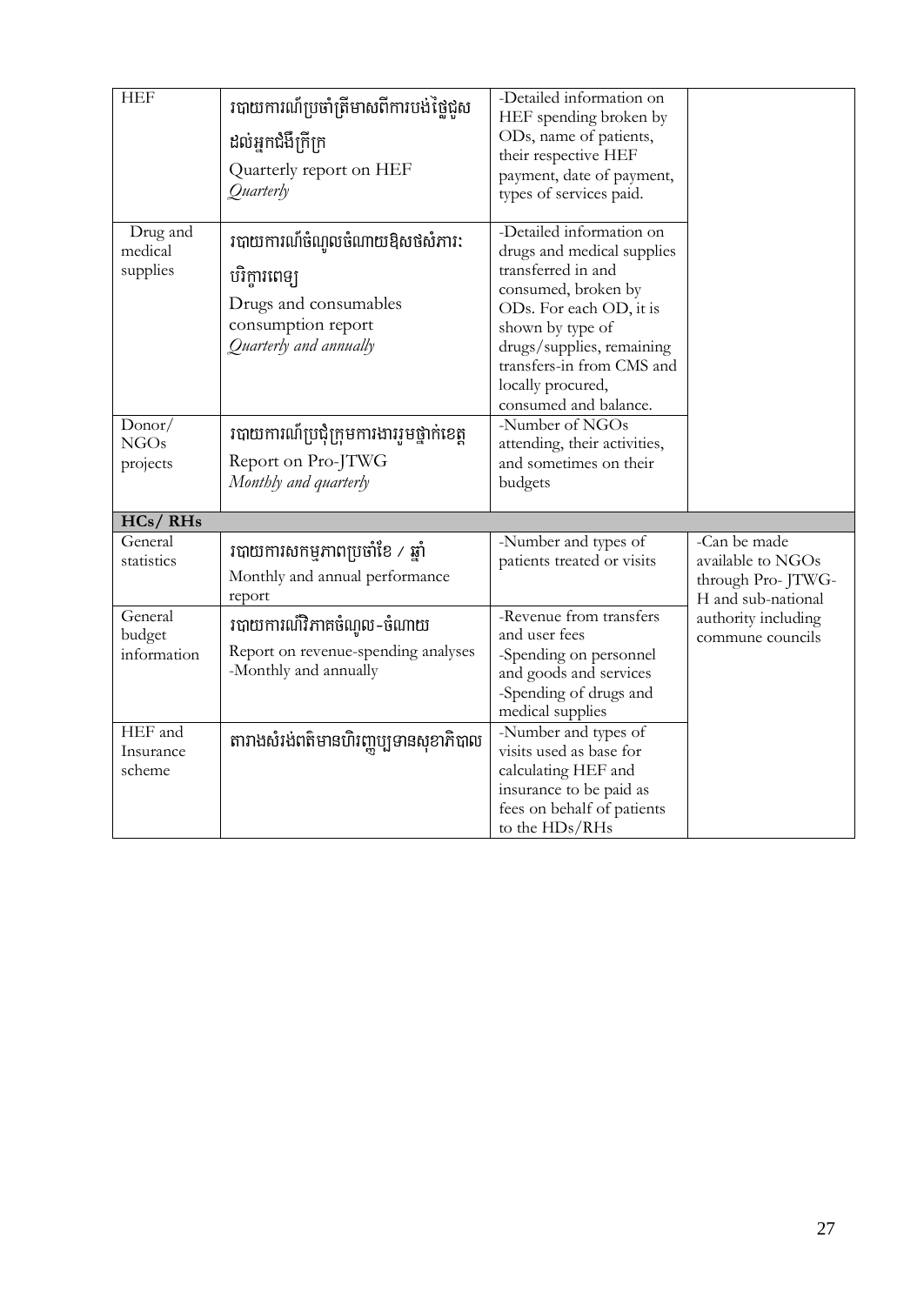| HEF | របាយការណ៍ប្រចាំត្រីមាសពីការបង់ថ្លៃជួសដល់អ្នកជំងឺក្រីក្រ<br>Quarterly report on HEF<br>*Quarterly* | -Detailed information on HEF spending broken by ODs, name of patients, their respective HEF payment, date of payment, types of services paid. | |
|---|---|---|---|
| Drug and medical supplies | របាយការណ៍ចំណូលចំណាយឱសថសំភារៈបរិក្ខារពេទ្យ<br>Drugs and consumables consumption report<br>*Quarterly and annually* | -Detailed information on drugs and medical supplies transferred in and consumed, broken by ODs. For each OD, it is shown by type of drugs/supplies, remaining transfers-in from CMS and locally procured, consumed and balance. | |
| Donor/ NGOs projects | របាយការណ៍ប្រជុំក្រុមការងាររួមថ្នាក់ខេត្ត<br>Report on Pro-JTWG<br>*Monthly and quarterly* | -Number of NGOs attending, their activities, and sometimes on their budgets | |
| **HCs/ RHs** | | | |
| General statistics | របាយការសកម្មភាពប្រចាំខែ / ឆ្នាំ<br>Monthly and annual performance report | -Number and types of patients treated or visits | -Can be made available to NGOs through Pro- JTWG-H and sub-national authority including commune councils |
| General budget information | របាយការណ៍វិភាគចំណូល-ចំណាយ<br>Report on revenue-spending analyses<br>-Monthly and annually | -Revenue from transfers and user fees<br>-Spending on personnel and goods and services<br>-Spending of drugs and medical supplies | |
| HEF and Insurance scheme | តារាងសំរង់ពតិមានហិរញ្ញប្បទានសុខាភិបាល | -Number and types of visits used as base for calculating HEF and insurance to be paid as fees on behalf of patients to the HDs/RHs | |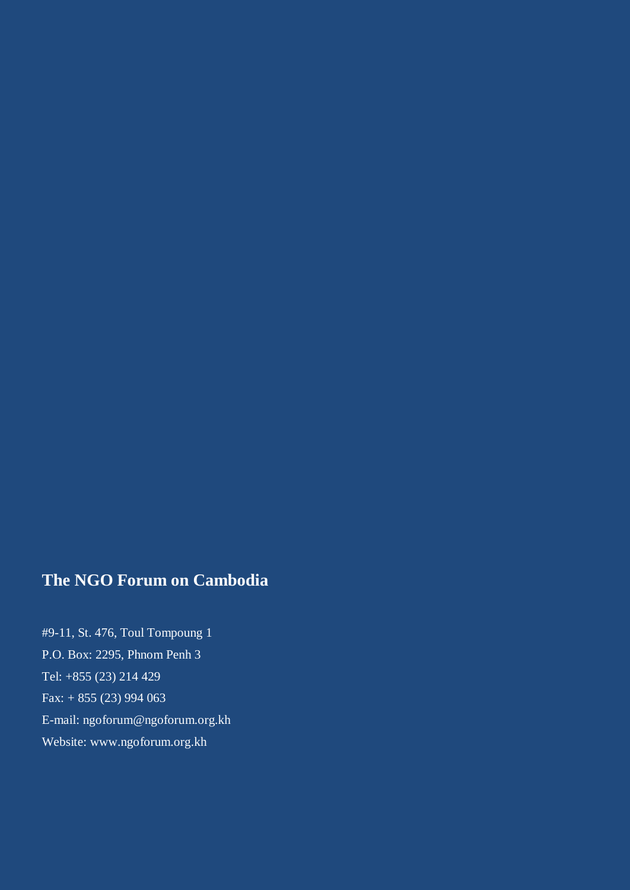**The NGO Forum on Cambodia**

#9-11, St. 476, Toul Tompoung 1

P.O. Box: 2295, Phnom Penh 3

Tel: +855 (23) 214 429

Fax: + 855 (23) 994 063

E-mail: ngoforum@ngoforum.org.kh

Website: www.ngoforum.org.kh